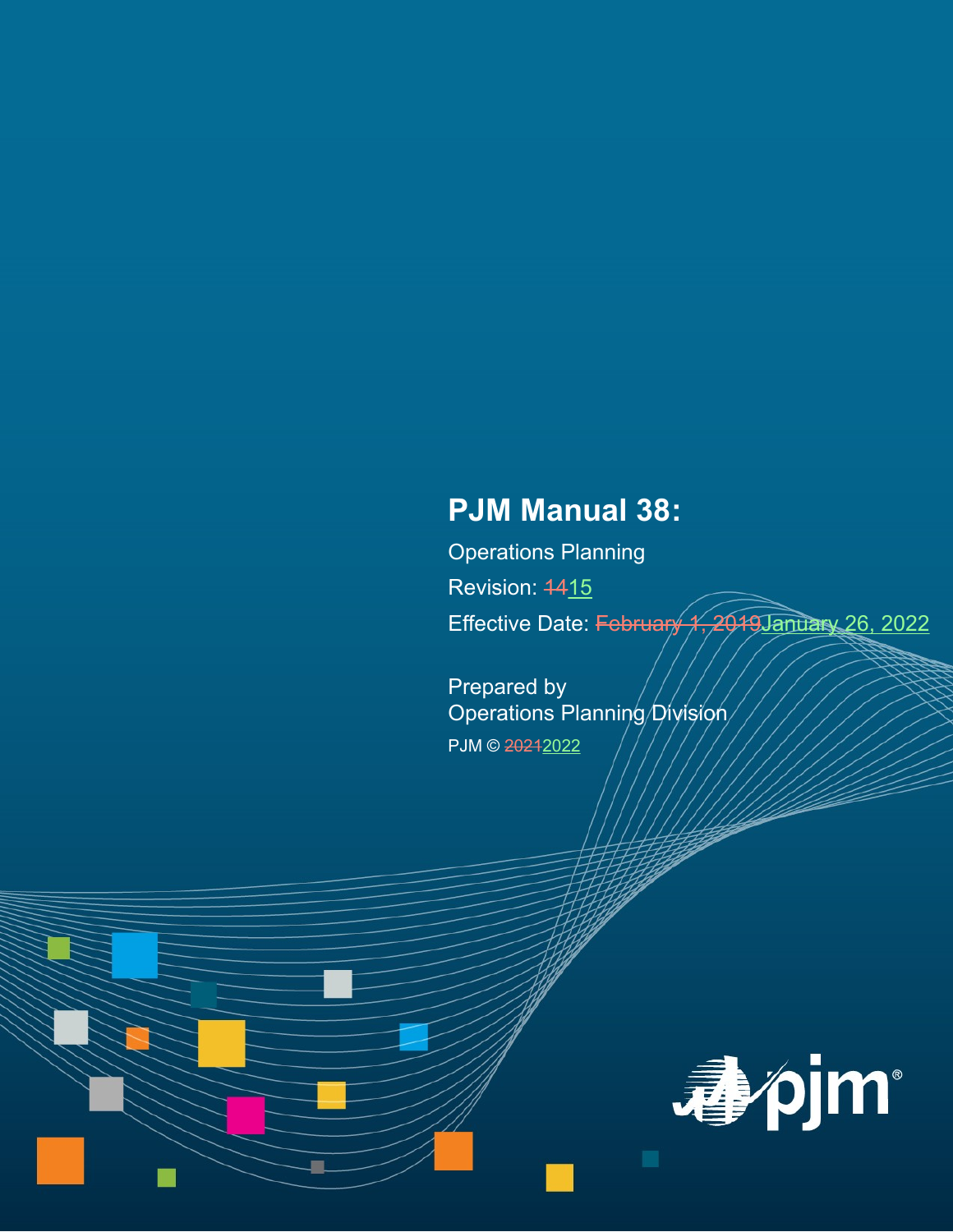# PJM Manual 38:

Operations Planning

Revision: ~~14~~15

Effective Date: ~~February 1, 2019~~January 26, 2022

Prepared by
Operations Planning Division

PJM © ~~2021~~2022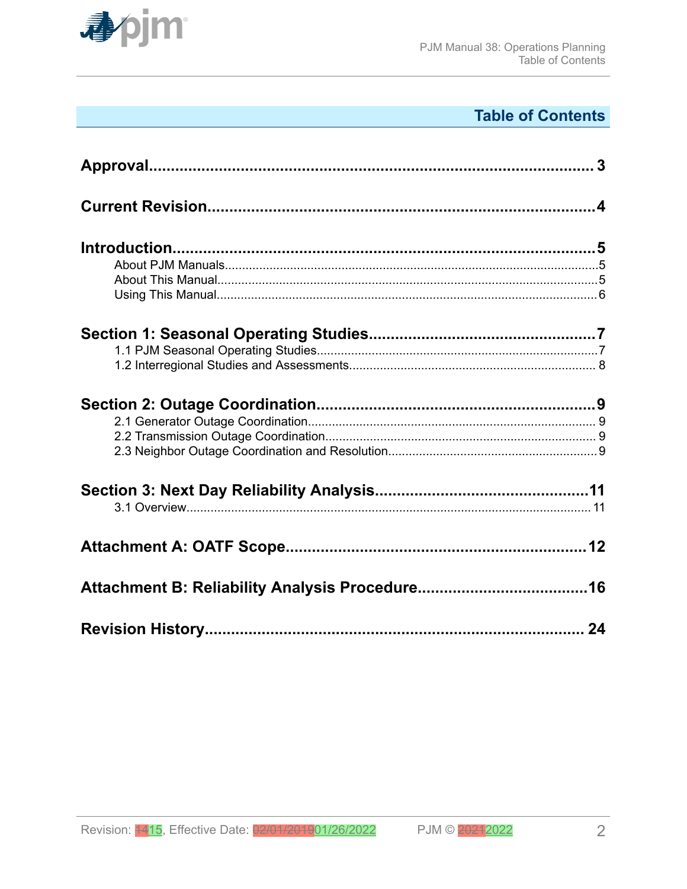## Table of Contents

**Approval** .......... 3

**Current Revision** .......... 4

**Introduction** .......... 5
- About PJM Manuals .......... 5
- About This Manual .......... 5
- Using This Manual .......... 6

**Section 1: Seasonal Operating Studies** .......... 7
- 1.1 PJM Seasonal Operating Studies .......... 7
- 1.2 Interregional Studies and Assessments .......... 8

**Section 2: Outage Coordination** .......... 9
- 2.1 Generator Outage Coordination .......... 9
- 2.2 Transmission Outage Coordination .......... 9
- 2.3 Neighbor Outage Coordination and Resolution .......... 9

**Section 3: Next Day Reliability Analysis** .......... 11
- 3.1 Overview .......... 11

**Attachment A: OATF Scope** .......... 12

**Attachment B: Reliability Analysis Procedure** .......... 16

**Revision History** .......... 24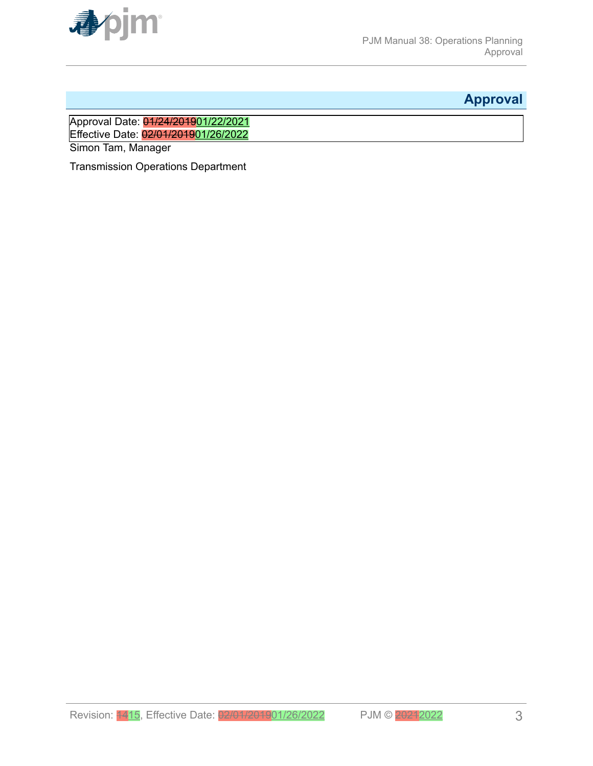# Approval

Approval Date: ~~01/24/2019~~01/22/2021
Effective Date: ~~02/01/2019~~01/26/2022

Simon Tam, Manager

Transmission Operations Department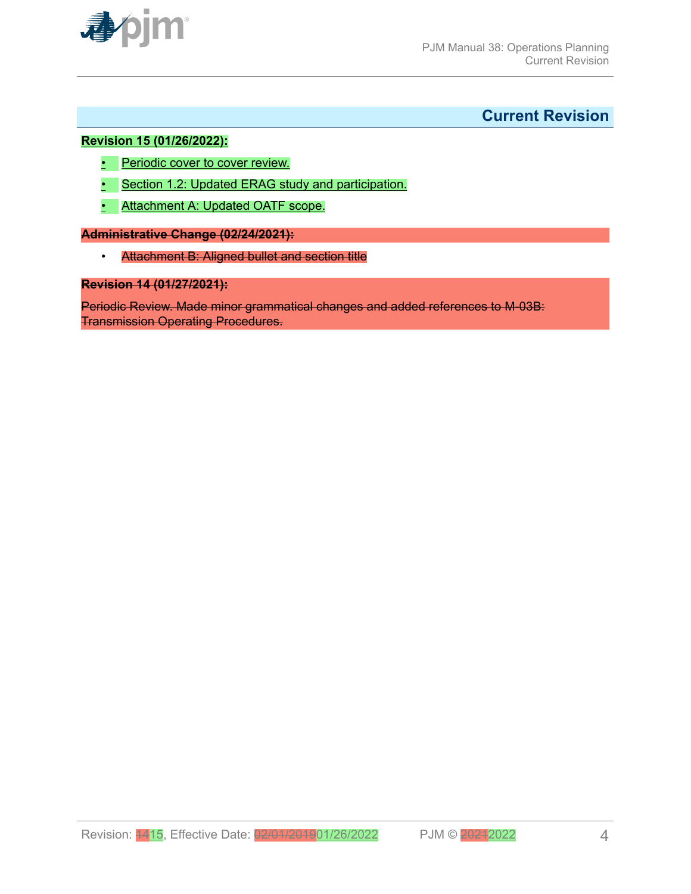# Current Revision

**Revision 15 (01/26/2022):**

- Periodic cover to cover review.
- Section 1.2: Updated ERAG study and participation.
- Attachment A: Updated OATF scope.

~~**Administrative Change (02/24/2021):**~~

- ~~Attachment B: Aligned bullet and section title~~

~~**Revision 14 (01/27/2021):**~~

~~Periodic Review. Made minor grammatical changes and added references to M-03B: Transmission Operating Procedures.~~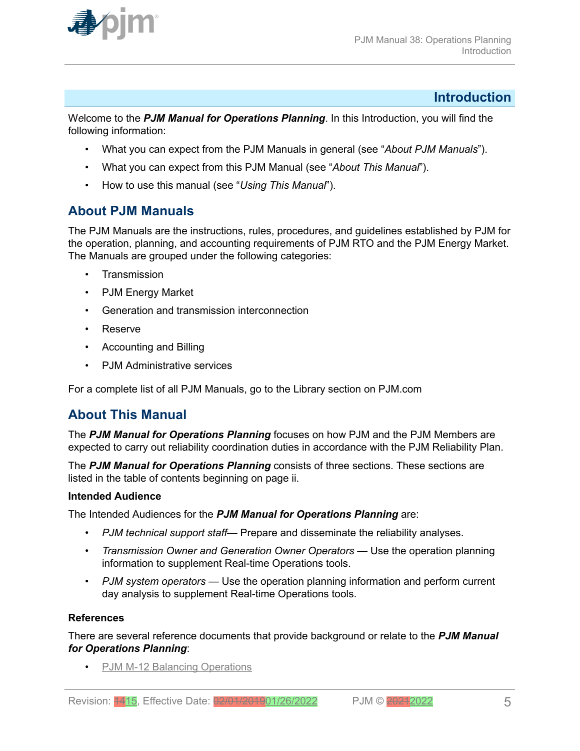# Introduction

Welcome to the ***PJM Manual for Operations Planning***. In this Introduction, you will find the following information:

- What you can expect from the PJM Manuals in general (see "*About PJM Manuals*").
- What you can expect from this PJM Manual (see "*About This Manual*").
- How to use this manual (see "*Using This Manual*").

## About PJM Manuals

The PJM Manuals are the instructions, rules, procedures, and guidelines established by PJM for the operation, planning, and accounting requirements of PJM RTO and the PJM Energy Market. The Manuals are grouped under the following categories:

- Transmission
- PJM Energy Market
- Generation and transmission interconnection
- Reserve
- Accounting and Billing
- PJM Administrative services

For a complete list of all PJM Manuals, go to the Library section on PJM.com

## About This Manual

The ***PJM Manual for Operations Planning*** focuses on how PJM and the PJM Members are expected to carry out reliability coordination duties in accordance with the PJM Reliability Plan.

The ***PJM Manual for Operations Planning*** consists of three sections. These sections are listed in the table of contents beginning on page ii.

**Intended Audience**

The Intended Audiences for the ***PJM Manual for Operations Planning*** are:

- *PJM technical support staff*— Prepare and disseminate the reliability analyses.
- *Transmission Owner and Generation Owner Operators* — Use the operation planning information to supplement Real-time Operations tools.
- *PJM system operators* — Use the operation planning information and perform current day analysis to supplement Real-time Operations tools.

**References**

There are several reference documents that provide background or relate to the ***PJM Manual for Operations Planning***:

- PJM M-12 Balancing Operations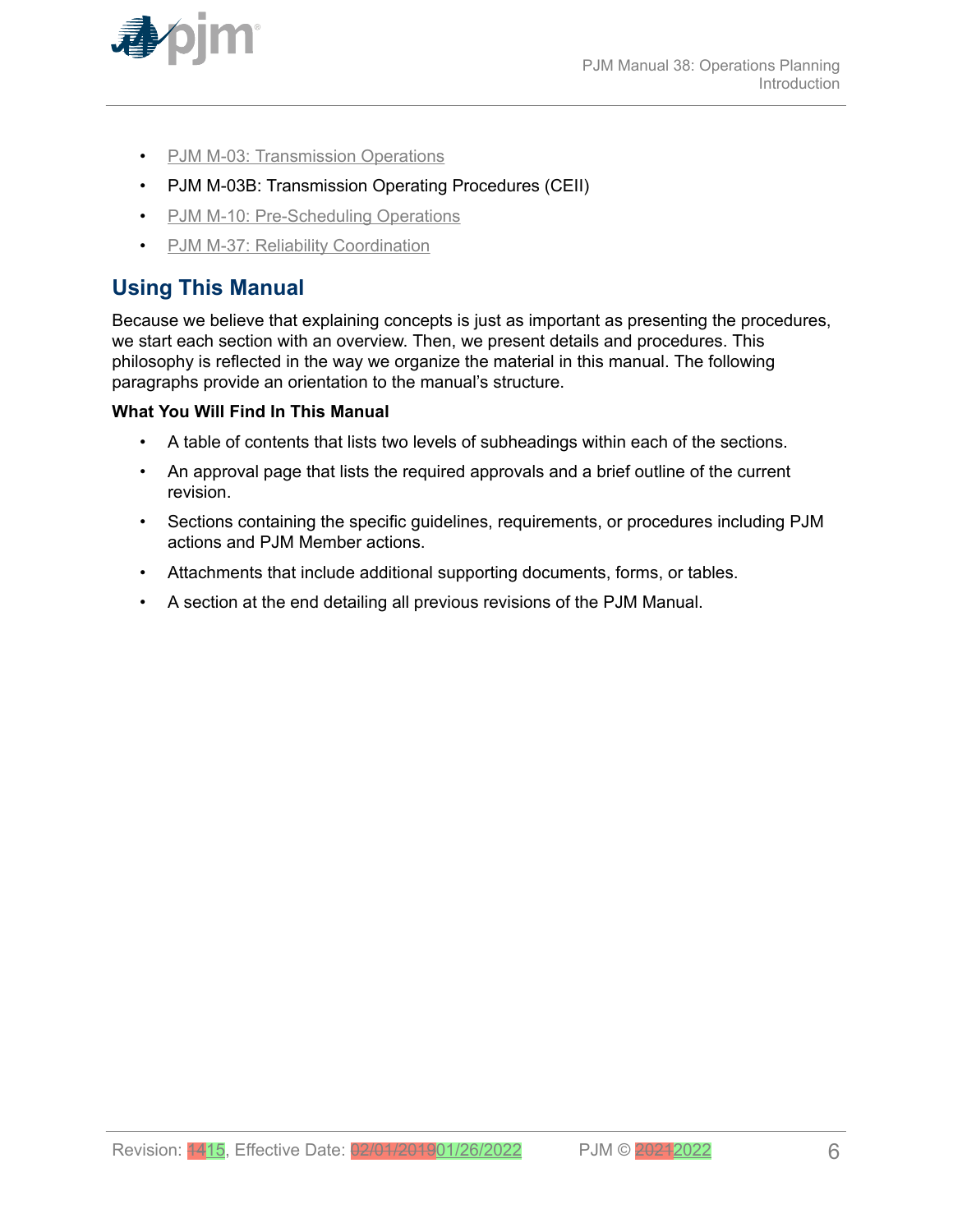- PJM M-03: Transmission Operations
- PJM M-03B: Transmission Operating Procedures (CEII)
- PJM M-10: Pre-Scheduling Operations
- PJM M-37: Reliability Coordination

## Using This Manual

Because we believe that explaining concepts is just as important as presenting the procedures, we start each section with an overview. Then, we present details and procedures. This philosophy is reflected in the way we organize the material in this manual. The following paragraphs provide an orientation to the manual's structure.

**What You Will Find In This Manual**

- A table of contents that lists two levels of subheadings within each of the sections.
- An approval page that lists the required approvals and a brief outline of the current revision.
- Sections containing the specific guidelines, requirements, or procedures including PJM actions and PJM Member actions.
- Attachments that include additional supporting documents, forms, or tables.
- A section at the end detailing all previous revisions of the PJM Manual.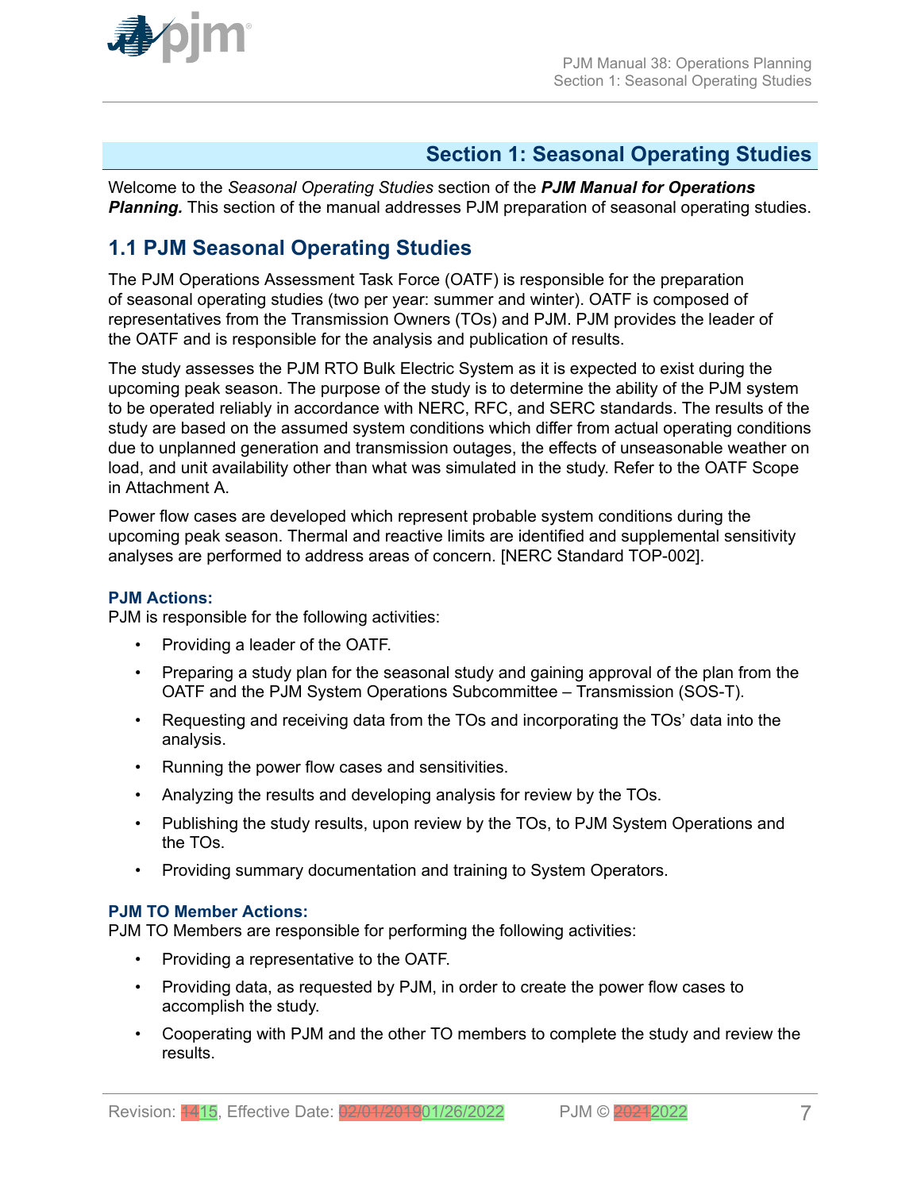# Section 1: Seasonal Operating Studies

Welcome to the *Seasonal Operating Studies* section of the ***PJM Manual for Operations Planning.*** This section of the manual addresses PJM preparation of seasonal operating studies.

## 1.1 PJM Seasonal Operating Studies

The PJM Operations Assessment Task Force (OATF) is responsible for the preparation of seasonal operating studies (two per year: summer and winter). OATF is composed of representatives from the Transmission Owners (TOs) and PJM. PJM provides the leader of the OATF and is responsible for the analysis and publication of results.

The study assesses the PJM RTO Bulk Electric System as it is expected to exist during the upcoming peak season. The purpose of the study is to determine the ability of the PJM system to be operated reliably in accordance with NERC, RFC, and SERC standards. The results of the study are based on the assumed system conditions which differ from actual operating conditions due to unplanned generation and transmission outages, the effects of unseasonable weather on load, and unit availability other than what was simulated in the study. Refer to the OATF Scope in Attachment A.

Power flow cases are developed which represent probable system conditions during the upcoming peak season. Thermal and reactive limits are identified and supplemental sensitivity analyses are performed to address areas of concern. [NERC Standard TOP-002].

**PJM Actions:**

PJM is responsible for the following activities:

- Providing a leader of the OATF.
- Preparing a study plan for the seasonal study and gaining approval of the plan from the OATF and the PJM System Operations Subcommittee – Transmission (SOS-T).
- Requesting and receiving data from the TOs and incorporating the TOs' data into the analysis.
- Running the power flow cases and sensitivities.
- Analyzing the results and developing analysis for review by the TOs.
- Publishing the study results, upon review by the TOs, to PJM System Operations and the TOs.
- Providing summary documentation and training to System Operators.

**PJM TO Member Actions:**

PJM TO Members are responsible for performing the following activities:

- Providing a representative to the OATF.
- Providing data, as requested by PJM, in order to create the power flow cases to accomplish the study.
- Cooperating with PJM and the other TO members to complete the study and review the results.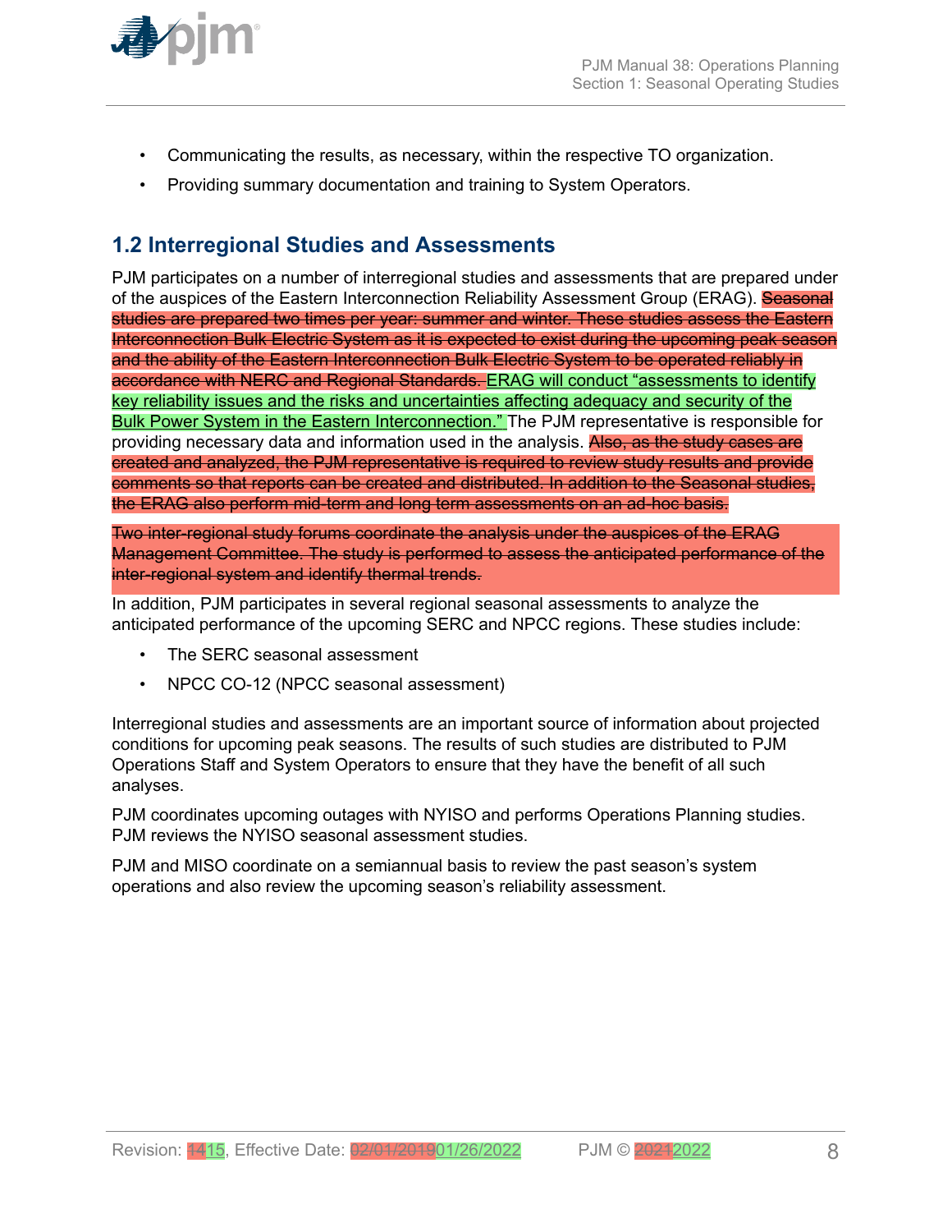- Communicating the results, as necessary, within the respective TO organization.
- Providing summary documentation and training to System Operators.

## 1.2 Interregional Studies and Assessments

PJM participates on a number of interregional studies and assessments that are prepared under of the auspices of the Eastern Interconnection Reliability Assessment Group (ERAG). ~~Seasonal studies are prepared two times per year: summer and winter. These studies assess the Eastern Interconnection Bulk Electric System as it is expected to exist during the upcoming peak season and the ability of the Eastern Interconnection Bulk Electric System to be operated reliably in accordance with NERC and Regional Standards.~~ ERAG will conduct "assessments to identify key reliability issues and the risks and uncertainties affecting adequacy and security of the Bulk Power System in the Eastern Interconnection." The PJM representative is responsible for providing necessary data and information used in the analysis. ~~Also, as the study cases are created and analyzed, the PJM representative is required to review study results and provide comments so that reports can be created and distributed. In addition to the Seasonal studies, the ERAG also perform mid-term and long term assessments on an ad-hoc basis.~~

~~Two inter-regional study forums coordinate the analysis under the auspices of the ERAG Management Committee. The study is performed to assess the anticipated performance of the inter-regional system and identify thermal trends.~~

In addition, PJM participates in several regional seasonal assessments to analyze the anticipated performance of the upcoming SERC and NPCC regions. These studies include:

- The SERC seasonal assessment
- NPCC CO-12 (NPCC seasonal assessment)

Interregional studies and assessments are an important source of information about projected conditions for upcoming peak seasons. The results of such studies are distributed to PJM Operations Staff and System Operators to ensure that they have the benefit of all such analyses.

PJM coordinates upcoming outages with NYISO and performs Operations Planning studies. PJM reviews the NYISO seasonal assessment studies.

PJM and MISO coordinate on a semiannual basis to review the past season's system operations and also review the upcoming season's reliability assessment.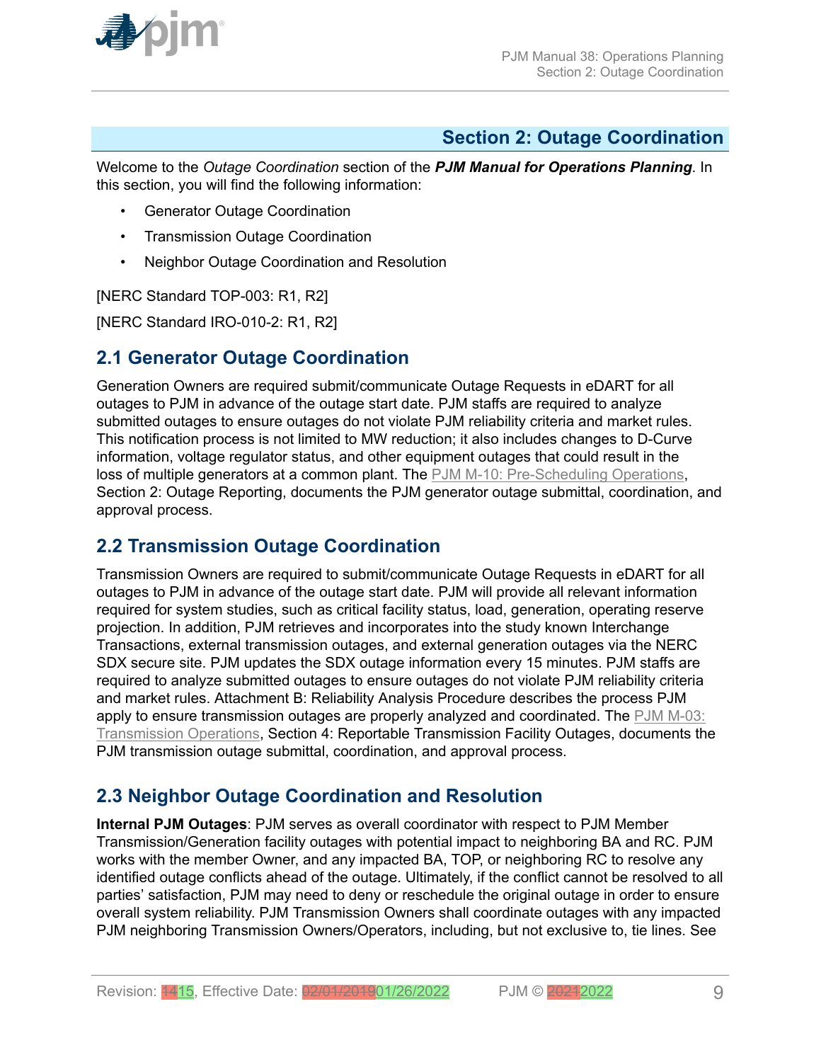## Section 2: Outage Coordination

Welcome to the *Outage Coordination* section of the ***PJM Manual for Operations Planning***. In this section, you will find the following information:

- Generator Outage Coordination
- Transmission Outage Coordination
- Neighbor Outage Coordination and Resolution

[NERC Standard TOP-003: R1, R2]

[NERC Standard IRO-010-2: R1, R2]

### 2.1 Generator Outage Coordination

Generation Owners are required submit/communicate Outage Requests in eDART for all outages to PJM in advance of the outage start date. PJM staffs are required to analyze submitted outages to ensure outages do not violate PJM reliability criteria and market rules. This notification process is not limited to MW reduction; it also includes changes to D-Curve information, voltage regulator status, and other equipment outages that could result in the loss of multiple generators at a common plant. The PJM M-10: Pre-Scheduling Operations, Section 2: Outage Reporting, documents the PJM generator outage submittal, coordination, and approval process.

### 2.2 Transmission Outage Coordination

Transmission Owners are required to submit/communicate Outage Requests in eDART for all outages to PJM in advance of the outage start date. PJM will provide all relevant information required for system studies, such as critical facility status, load, generation, operating reserve projection. In addition, PJM retrieves and incorporates into the study known Interchange Transactions, external transmission outages, and external generation outages via the NERC SDX secure site. PJM updates the SDX outage information every 15 minutes. PJM staffs are required to analyze submitted outages to ensure outages do not violate PJM reliability criteria and market rules. Attachment B: Reliability Analysis Procedure describes the process PJM apply to ensure transmission outages are properly analyzed and coordinated. The PJM M-03: Transmission Operations, Section 4: Reportable Transmission Facility Outages, documents the PJM transmission outage submittal, coordination, and approval process.

### 2.3 Neighbor Outage Coordination and Resolution

**Internal PJM Outages**: PJM serves as overall coordinator with respect to PJM Member Transmission/Generation facility outages with potential impact to neighboring BA and RC. PJM works with the member Owner, and any impacted BA, TOP, or neighboring RC to resolve any identified outage conflicts ahead of the outage. Ultimately, if the conflict cannot be resolved to all parties' satisfaction, PJM may need to deny or reschedule the original outage in order to ensure overall system reliability. PJM Transmission Owners shall coordinate outages with any impacted PJM neighboring Transmission Owners/Operators, including, but not exclusive to, tie lines. See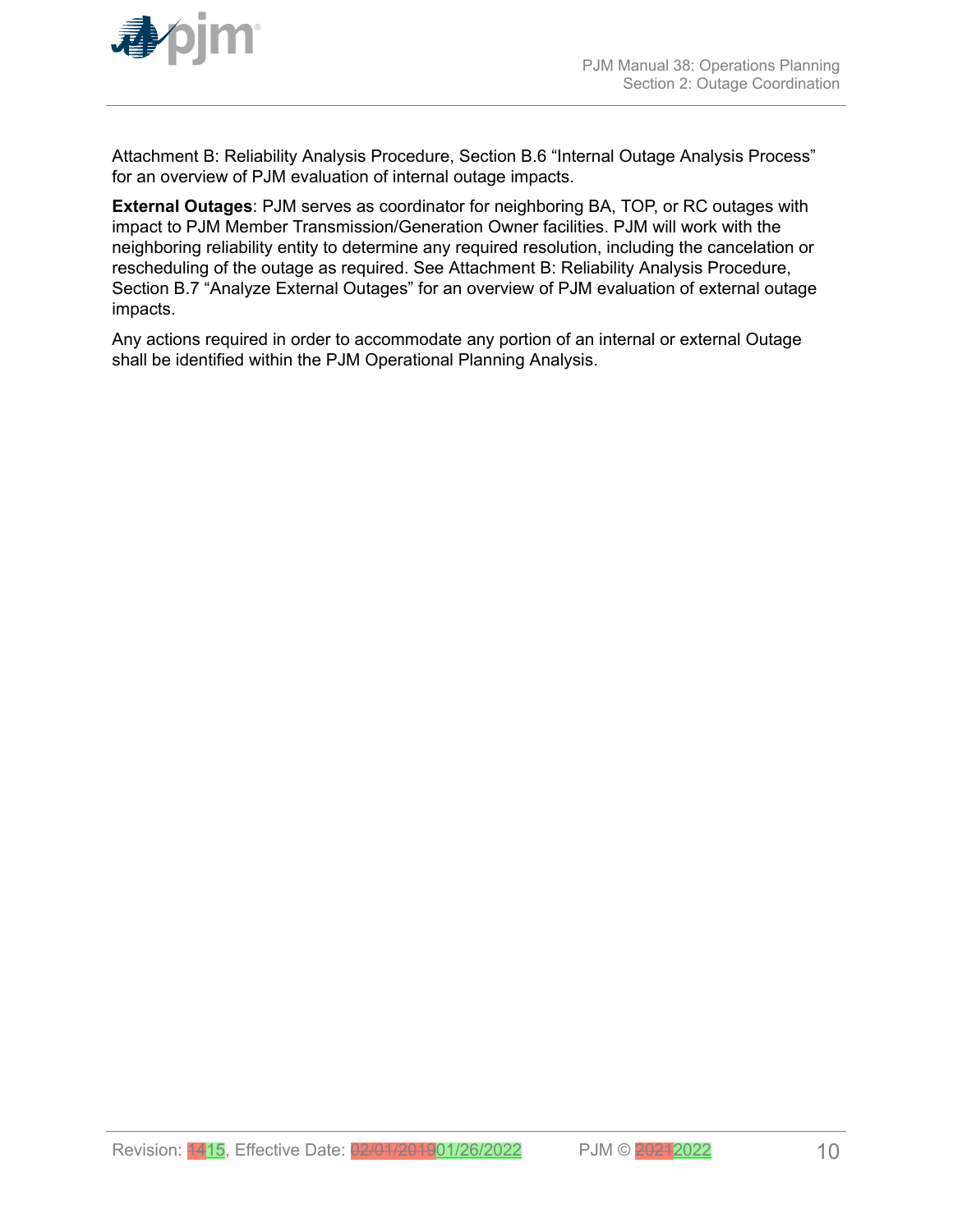Attachment B: Reliability Analysis Procedure, Section B.6 “Internal Outage Analysis Process” for an overview of PJM evaluation of internal outage impacts.

**External Outages**: PJM serves as coordinator for neighboring BA, TOP, or RC outages with impact to PJM Member Transmission/Generation Owner facilities. PJM will work with the neighboring reliability entity to determine any required resolution, including the cancelation or rescheduling of the outage as required. See Attachment B: Reliability Analysis Procedure, Section B.7 “Analyze External Outages” for an overview of PJM evaluation of external outage impacts.

Any actions required in order to accommodate any portion of an internal or external Outage shall be identified within the PJM Operational Planning Analysis.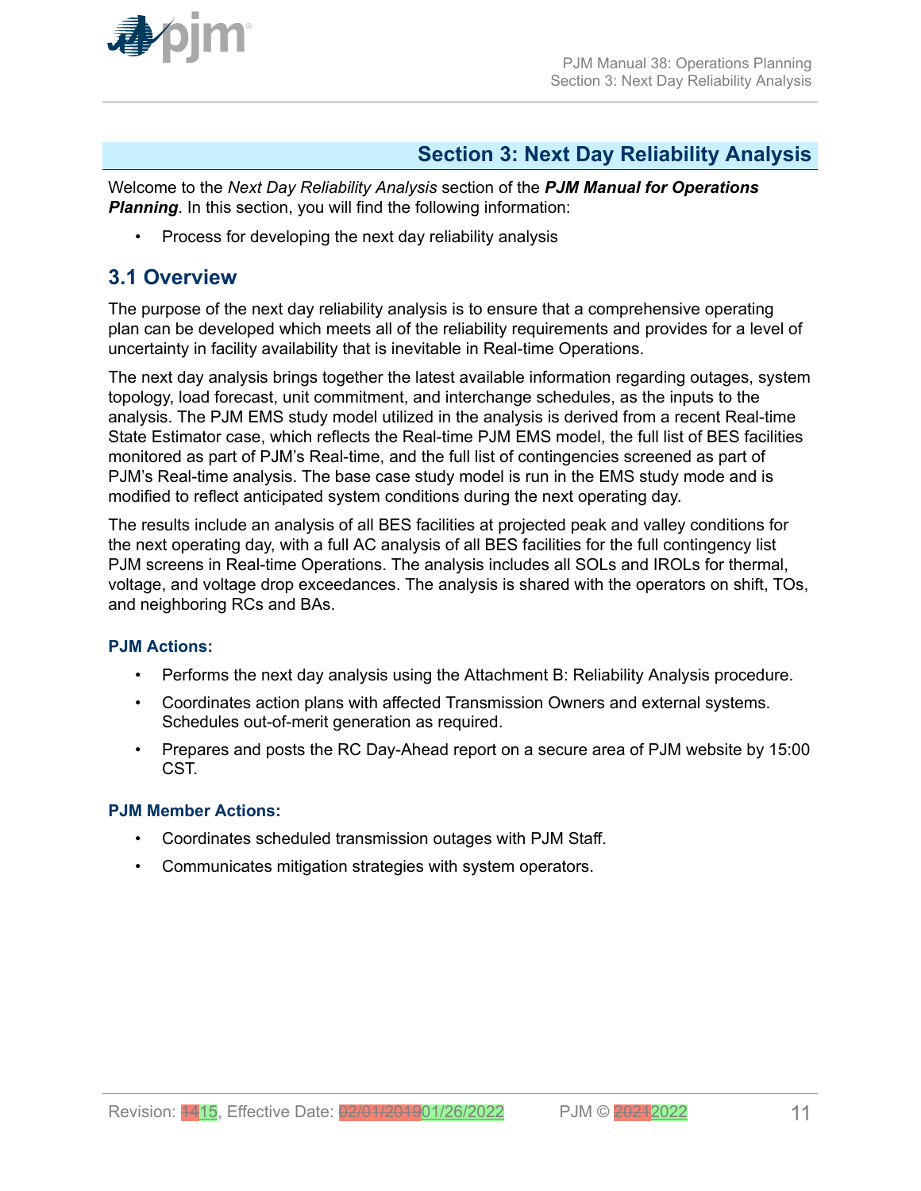# Section 3: Next Day Reliability Analysis

Welcome to the *Next Day Reliability Analysis* section of the ***PJM Manual for Operations Planning***. In this section, you will find the following information:

- Process for developing the next day reliability analysis

## 3.1 Overview

The purpose of the next day reliability analysis is to ensure that a comprehensive operating plan can be developed which meets all of the reliability requirements and provides for a level of uncertainty in facility availability that is inevitable in Real-time Operations.

The next day analysis brings together the latest available information regarding outages, system topology, load forecast, unit commitment, and interchange schedules, as the inputs to the analysis. The PJM EMS study model utilized in the analysis is derived from a recent Real-time State Estimator case, which reflects the Real-time PJM EMS model, the full list of BES facilities monitored as part of PJM's Real-time, and the full list of contingencies screened as part of PJM's Real-time analysis. The base case study model is run in the EMS study mode and is modified to reflect anticipated system conditions during the next operating day.

The results include an analysis of all BES facilities at projected peak and valley conditions for the next operating day, with a full AC analysis of all BES facilities for the full contingency list PJM screens in Real-time Operations. The analysis includes all SOLs and IROLs for thermal, voltage, and voltage drop exceedances. The analysis is shared with the operators on shift, TOs, and neighboring RCs and BAs.

#### PJM Actions:

- Performs the next day analysis using the Attachment B: Reliability Analysis procedure.
- Coordinates action plans with affected Transmission Owners and external systems. Schedules out-of-merit generation as required.
- Prepares and posts the RC Day-Ahead report on a secure area of PJM website by 15:00 CST.

#### PJM Member Actions:

- Coordinates scheduled transmission outages with PJM Staff.
- Communicates mitigation strategies with system operators.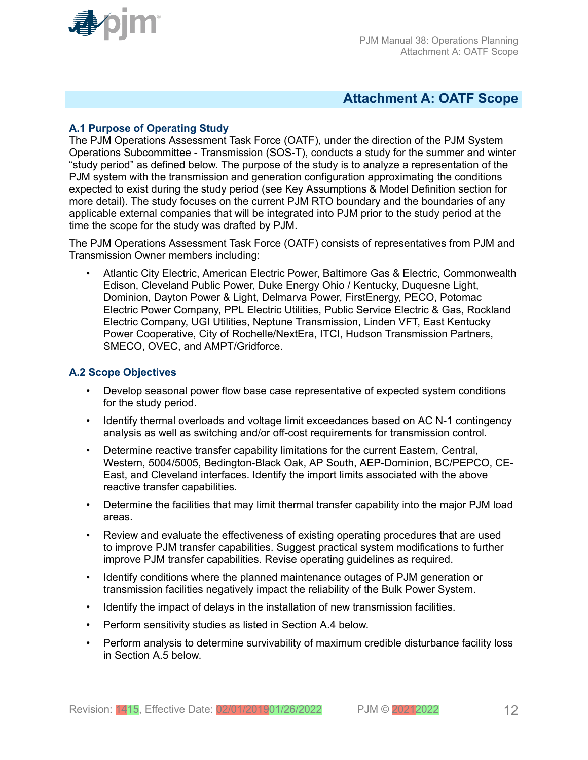# Attachment A: OATF Scope

### A.1 Purpose of Operating Study

The PJM Operations Assessment Task Force (OATF), under the direction of the PJM System Operations Subcommittee - Transmission (SOS-T), conducts a study for the summer and winter "study period" as defined below. The purpose of the study is to analyze a representation of the PJM system with the transmission and generation configuration approximating the conditions expected to exist during the study period (see Key Assumptions & Model Definition section for more detail). The study focuses on the current PJM RTO boundary and the boundaries of any applicable external companies that will be integrated into PJM prior to the study period at the time the scope for the study was drafted by PJM.

The PJM Operations Assessment Task Force (OATF) consists of representatives from PJM and Transmission Owner members including:

- Atlantic City Electric, American Electric Power, Baltimore Gas & Electric, Commonwealth Edison, Cleveland Public Power, Duke Energy Ohio / Kentucky, Duquesne Light, Dominion, Dayton Power & Light, Delmarva Power, FirstEnergy, PECO, Potomac Electric Power Company, PPL Electric Utilities, Public Service Electric & Gas, Rockland Electric Company, UGI Utilities, Neptune Transmission, Linden VFT, East Kentucky Power Cooperative, City of Rochelle/NextEra, ITCI, Hudson Transmission Partners, SMECO, OVEC, and AMPT/Gridforce.

### A.2 Scope Objectives

- Develop seasonal power flow base case representative of expected system conditions for the study period.
- Identify thermal overloads and voltage limit exceedances based on AC N-1 contingency analysis as well as switching and/or off-cost requirements for transmission control.
- Determine reactive transfer capability limitations for the current Eastern, Central, Western, 5004/5005, Bedington-Black Oak, AP South, AEP-Dominion, BC/PEPCO, CE-East, and Cleveland interfaces. Identify the import limits associated with the above reactive transfer capabilities.
- Determine the facilities that may limit thermal transfer capability into the major PJM load areas.
- Review and evaluate the effectiveness of existing operating procedures that are used to improve PJM transfer capabilities. Suggest practical system modifications to further improve PJM transfer capabilities. Revise operating guidelines as required.
- Identify conditions where the planned maintenance outages of PJM generation or transmission facilities negatively impact the reliability of the Bulk Power System.
- Identify the impact of delays in the installation of new transmission facilities.
- Perform sensitivity studies as listed in Section A.4 below.
- Perform analysis to determine survivability of maximum credible disturbance facility loss in Section A.5 below.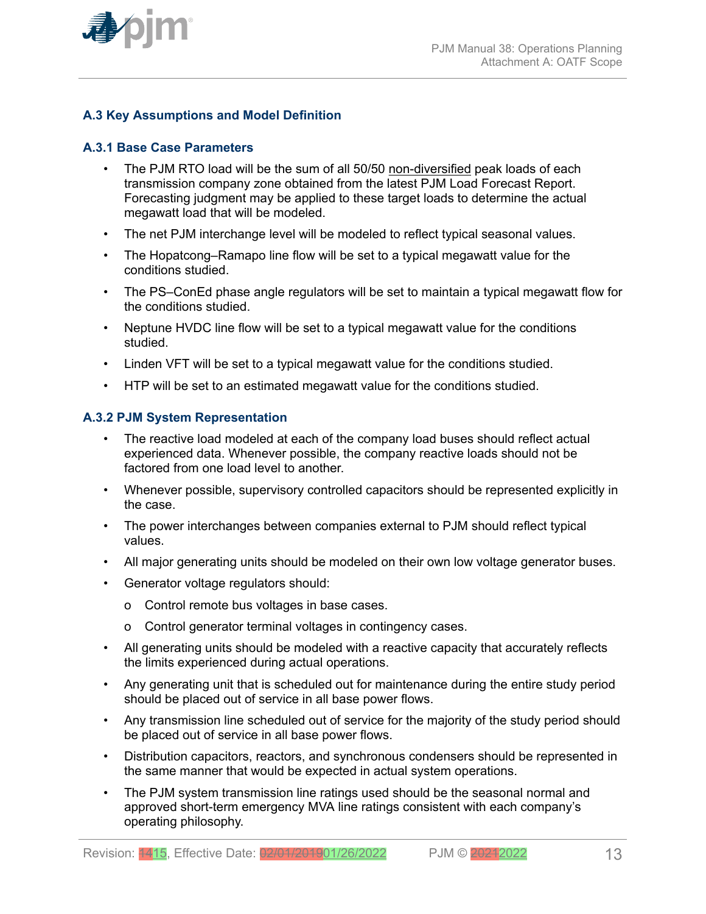## A.3 Key Assumptions and Model Definition

### A.3.1 Base Case Parameters

- The PJM RTO load will be the sum of all 50/50 non-diversified peak loads of each transmission company zone obtained from the latest PJM Load Forecast Report. Forecasting judgment may be applied to these target loads to determine the actual megawatt load that will be modeled.
- The net PJM interchange level will be modeled to reflect typical seasonal values.
- The Hopatcong–Ramapo line flow will be set to a typical megawatt value for the conditions studied.
- The PS–ConEd phase angle regulators will be set to maintain a typical megawatt flow for the conditions studied.
- Neptune HVDC line flow will be set to a typical megawatt value for the conditions studied.
- Linden VFT will be set to a typical megawatt value for the conditions studied.
- HTP will be set to an estimated megawatt value for the conditions studied.

### A.3.2 PJM System Representation

- The reactive load modeled at each of the company load buses should reflect actual experienced data. Whenever possible, the company reactive loads should not be factored from one load level to another.
- Whenever possible, supervisory controlled capacitors should be represented explicitly in the case.
- The power interchanges between companies external to PJM should reflect typical values.
- All major generating units should be modeled on their own low voltage generator buses.
- Generator voltage regulators should:
  - Control remote bus voltages in base cases.
  - Control generator terminal voltages in contingency cases.
- All generating units should be modeled with a reactive capacity that accurately reflects the limits experienced during actual operations.
- Any generating unit that is scheduled out for maintenance during the entire study period should be placed out of service in all base power flows.
- Any transmission line scheduled out of service for the majority of the study period should be placed out of service in all base power flows.
- Distribution capacitors, reactors, and synchronous condensers should be represented in the same manner that would be expected in actual system operations.
- The PJM system transmission line ratings used should be the seasonal normal and approved short-term emergency MVA line ratings consistent with each company's operating philosophy.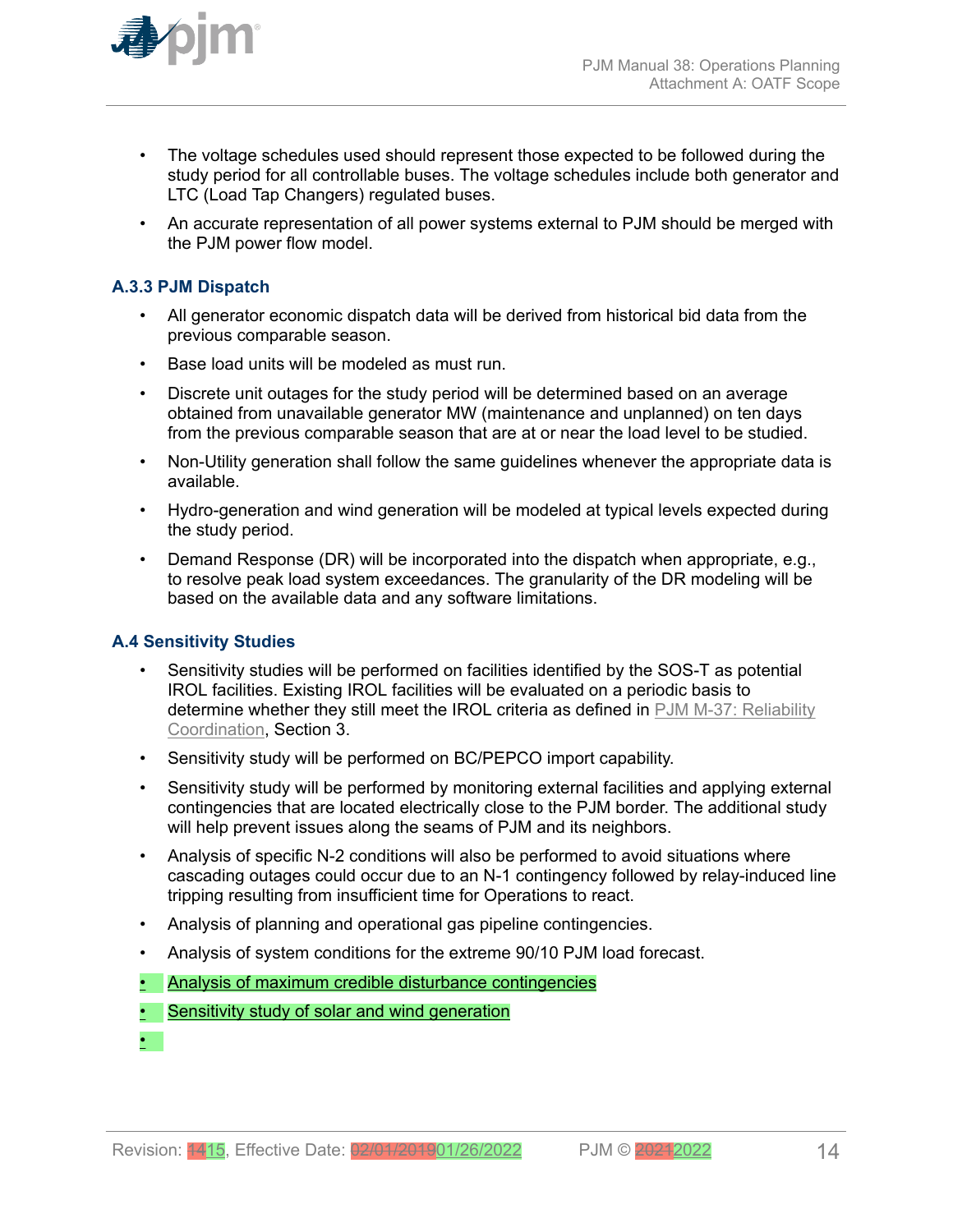- The voltage schedules used should represent those expected to be followed during the study period for all controllable buses. The voltage schedules include both generator and LTC (Load Tap Changers) regulated buses.
- An accurate representation of all power systems external to PJM should be merged with the PJM power flow model.

### A.3.3 PJM Dispatch

- All generator economic dispatch data will be derived from historical bid data from the previous comparable season.
- Base load units will be modeled as must run.
- Discrete unit outages for the study period will be determined based on an average obtained from unavailable generator MW (maintenance and unplanned) on ten days from the previous comparable season that are at or near the load level to be studied.
- Non-Utility generation shall follow the same guidelines whenever the appropriate data is available.
- Hydro-generation and wind generation will be modeled at typical levels expected during the study period.
- Demand Response (DR) will be incorporated into the dispatch when appropriate, e.g., to resolve peak load system exceedances. The granularity of the DR modeling will be based on the available data and any software limitations.

## A.4 Sensitivity Studies

- Sensitivity studies will be performed on facilities identified by the SOS-T as potential IROL facilities. Existing IROL facilities will be evaluated on a periodic basis to determine whether they still meet the IROL criteria as defined in PJM M-37: Reliability Coordination, Section 3.
- Sensitivity study will be performed on BC/PEPCO import capability.
- Sensitivity study will be performed by monitoring external facilities and applying external contingencies that are located electrically close to the PJM border. The additional study will help prevent issues along the seams of PJM and its neighbors.
- Analysis of specific N-2 conditions will also be performed to avoid situations where cascading outages could occur due to an N-1 contingency followed by relay-induced line tripping resulting from insufficient time for Operations to react.
- Analysis of planning and operational gas pipeline contingencies.
- Analysis of system conditions for the extreme 90/10 PJM load forecast.
- Analysis of maximum credible disturbance contingencies
- Sensitivity study of solar and wind generation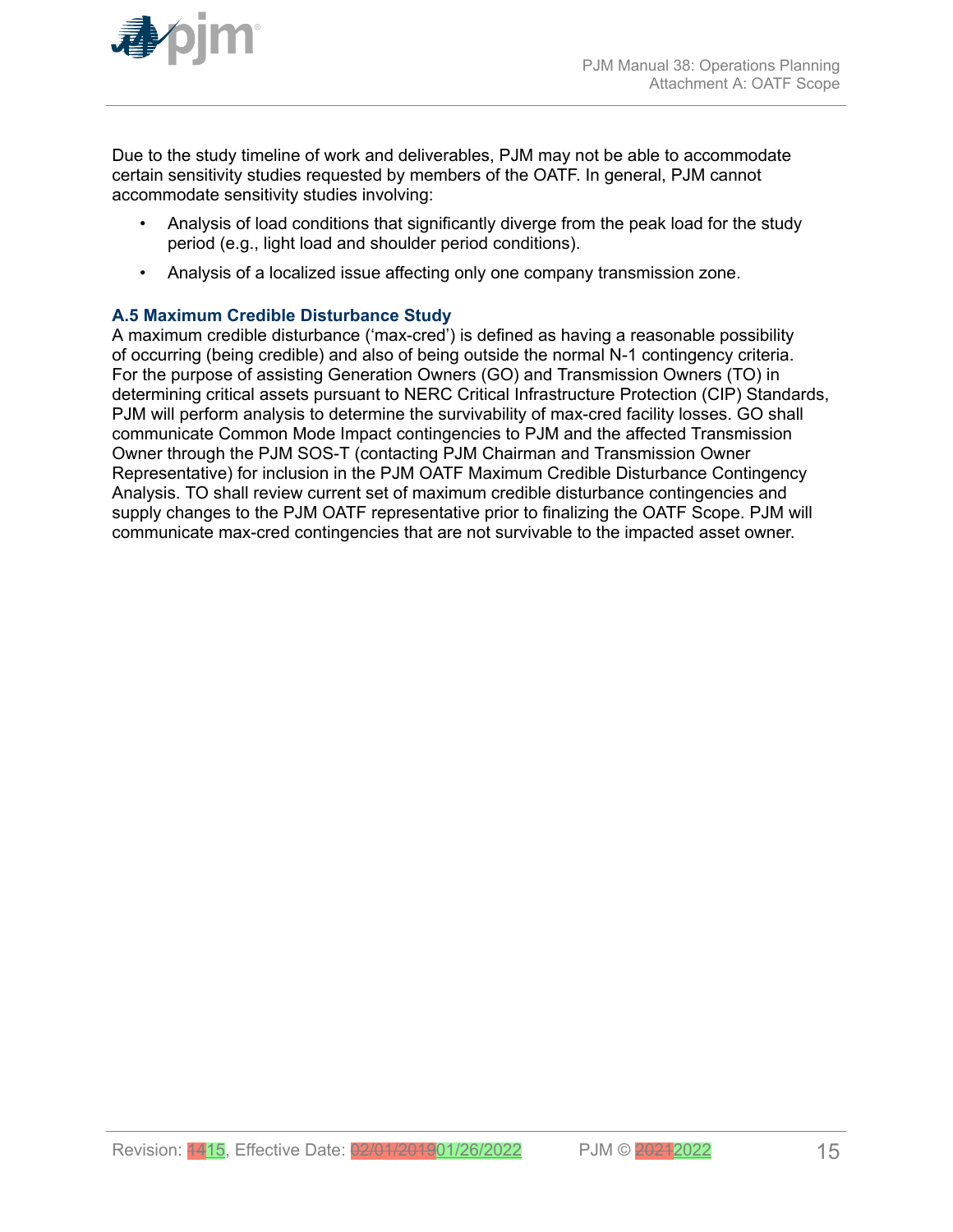Due to the study timeline of work and deliverables, PJM may not be able to accommodate certain sensitivity studies requested by members of the OATF. In general, PJM cannot accommodate sensitivity studies involving:

- Analysis of load conditions that significantly diverge from the peak load for the study period (e.g., light load and shoulder period conditions).
- Analysis of a localized issue affecting only one company transmission zone.

### A.5 Maximum Credible Disturbance Study

A maximum credible disturbance ('max-cred') is defined as having a reasonable possibility of occurring (being credible) and also of being outside the normal N-1 contingency criteria. For the purpose of assisting Generation Owners (GO) and Transmission Owners (TO) in determining critical assets pursuant to NERC Critical Infrastructure Protection (CIP) Standards, PJM will perform analysis to determine the survivability of max-cred facility losses. GO shall communicate Common Mode Impact contingencies to PJM and the affected Transmission Owner through the PJM SOS-T (contacting PJM Chairman and Transmission Owner Representative) for inclusion in the PJM OATF Maximum Credible Disturbance Contingency Analysis. TO shall review current set of maximum credible disturbance contingencies and supply changes to the PJM OATF representative prior to finalizing the OATF Scope. PJM will communicate max-cred contingencies that are not survivable to the impacted asset owner.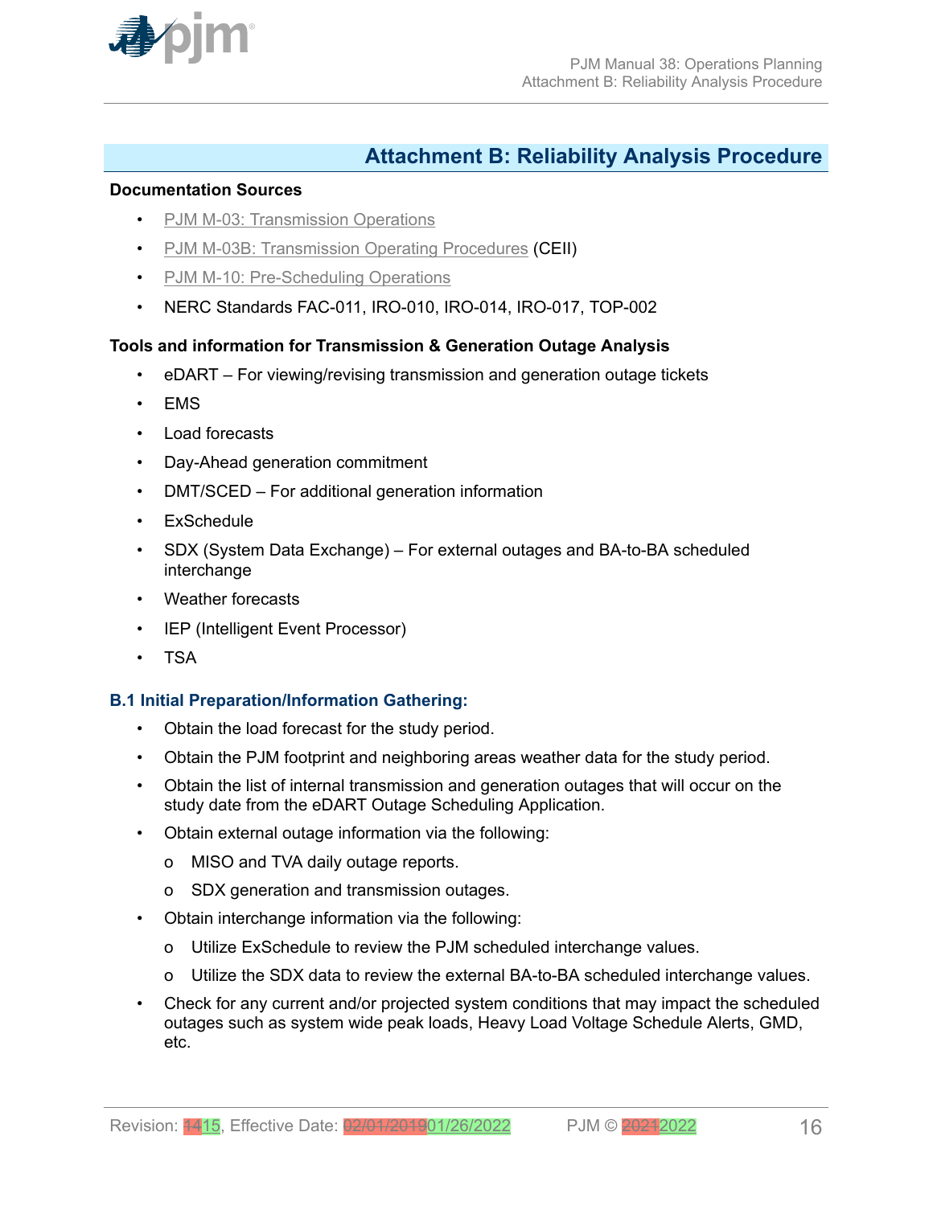# Attachment B: Reliability Analysis Procedure

**Documentation Sources**

- PJM M-03: Transmission Operations
- PJM M-03B: Transmission Operating Procedures (CEII)
- PJM M-10: Pre-Scheduling Operations
- NERC Standards FAC-011, IRO-010, IRO-014, IRO-017, TOP-002

**Tools and information for Transmission & Generation Outage Analysis**

- eDART – For viewing/revising transmission and generation outage tickets
- EMS
- Load forecasts
- Day-Ahead generation commitment
- DMT/SCED – For additional generation information
- ExSchedule
- SDX (System Data Exchange) – For external outages and BA-to-BA scheduled interchange
- Weather forecasts
- IEP (Intelligent Event Processor)
- TSA

### B.1 Initial Preparation/Information Gathering:

- Obtain the load forecast for the study period.
- Obtain the PJM footprint and neighboring areas weather data for the study period.
- Obtain the list of internal transmission and generation outages that will occur on the study date from the eDART Outage Scheduling Application.
- Obtain external outage information via the following:
  - MISO and TVA daily outage reports.
  - SDX generation and transmission outages.
- Obtain interchange information via the following:
  - Utilize ExSchedule to review the PJM scheduled interchange values.
  - Utilize the SDX data to review the external BA-to-BA scheduled interchange values.
- Check for any current and/or projected system conditions that may impact the scheduled outages such as system wide peak loads, Heavy Load Voltage Schedule Alerts, GMD, etc.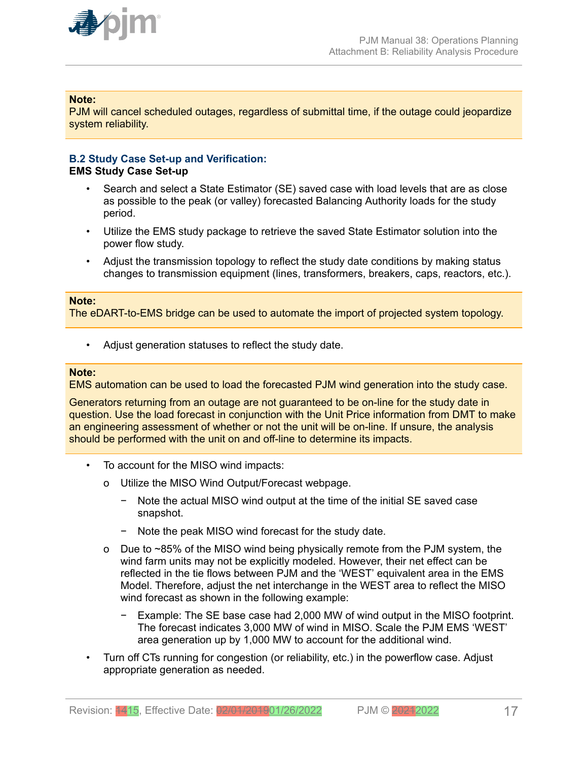**Note:**
PJM will cancel scheduled outages, regardless of submittal time, if the outage could jeopardize system reliability.

### B.2 Study Case Set-up and Verification:

**EMS Study Case Set-up**

- Search and select a State Estimator (SE) saved case with load levels that are as close as possible to the peak (or valley) forecasted Balancing Authority loads for the study period.
- Utilize the EMS study package to retrieve the saved State Estimator solution into the power flow study.
- Adjust the transmission topology to reflect the study date conditions by making status changes to transmission equipment (lines, transformers, breakers, caps, reactors, etc.).

**Note:**
The eDART-to-EMS bridge can be used to automate the import of projected system topology.

- Adjust generation statuses to reflect the study date.

**Note:**
EMS automation can be used to load the forecasted PJM wind generation into the study case.

Generators returning from an outage are not guaranteed to be on-line for the study date in question. Use the load forecast in conjunction with the Unit Price information from DMT to make an engineering assessment of whether or not the unit will be on-line. If unsure, the analysis should be performed with the unit on and off-line to determine its impacts.

- To account for the MISO wind impacts:
  - Utilize the MISO Wind Output/Forecast webpage.
    - Note the actual MISO wind output at the time of the initial SE saved case snapshot.
    - Note the peak MISO wind forecast for the study date.
  - Due to ~85% of the MISO wind being physically remote from the PJM system, the wind farm units may not be explicitly modeled. However, their net effect can be reflected in the tie flows between PJM and the 'WEST' equivalent area in the EMS Model. Therefore, adjust the net interchange in the WEST area to reflect the MISO wind forecast as shown in the following example:
    - Example: The SE base case had 2,000 MW of wind output in the MISO footprint. The forecast indicates 3,000 MW of wind in MISO. Scale the PJM EMS 'WEST' area generation up by 1,000 MW to account for the additional wind.
- Turn off CTs running for congestion (or reliability, etc.) in the powerflow case. Adjust appropriate generation as needed.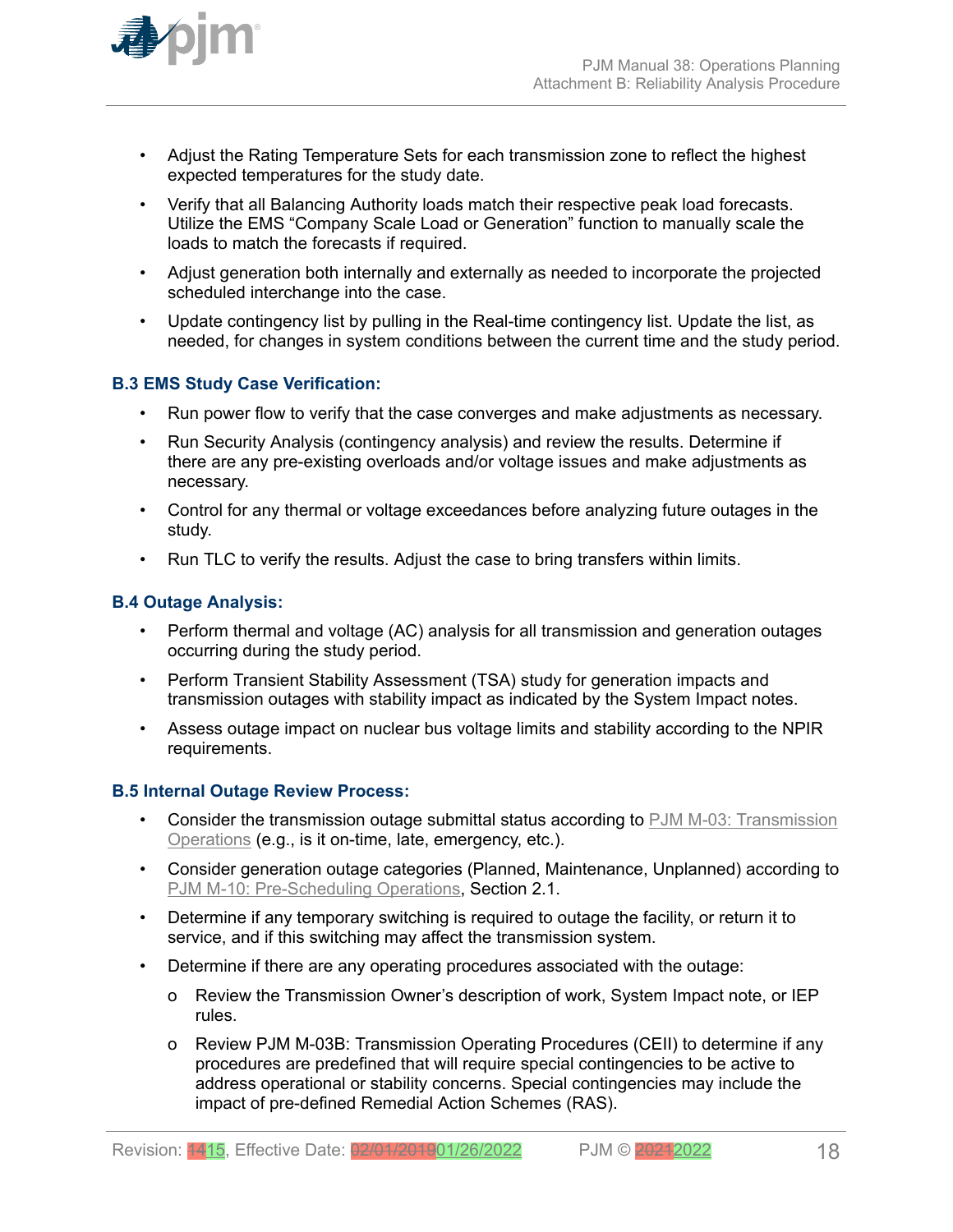- Adjust the Rating Temperature Sets for each transmission zone to reflect the highest expected temperatures for the study date.
- Verify that all Balancing Authority loads match their respective peak load forecasts. Utilize the EMS "Company Scale Load or Generation" function to manually scale the loads to match the forecasts if required.
- Adjust generation both internally and externally as needed to incorporate the projected scheduled interchange into the case.
- Update contingency list by pulling in the Real-time contingency list. Update the list, as needed, for changes in system conditions between the current time and the study period.

### B.3 EMS Study Case Verification:

- Run power flow to verify that the case converges and make adjustments as necessary.
- Run Security Analysis (contingency analysis) and review the results. Determine if there are any pre-existing overloads and/or voltage issues and make adjustments as necessary.
- Control for any thermal or voltage exceedances before analyzing future outages in the study.
- Run TLC to verify the results. Adjust the case to bring transfers within limits.

### B.4 Outage Analysis:

- Perform thermal and voltage (AC) analysis for all transmission and generation outages occurring during the study period.
- Perform Transient Stability Assessment (TSA) study for generation impacts and transmission outages with stability impact as indicated by the System Impact notes.
- Assess outage impact on nuclear bus voltage limits and stability according to the NPIR requirements.

### B.5 Internal Outage Review Process:

- Consider the transmission outage submittal status according to PJM M-03: Transmission Operations (e.g., is it on-time, late, emergency, etc.).
- Consider generation outage categories (Planned, Maintenance, Unplanned) according to PJM M-10: Pre-Scheduling Operations, Section 2.1.
- Determine if any temporary switching is required to outage the facility, or return it to service, and if this switching may affect the transmission system.
- Determine if there are any operating procedures associated with the outage:
  - Review the Transmission Owner's description of work, System Impact note, or IEP rules.
  - Review PJM M-03B: Transmission Operating Procedures (CEII) to determine if any procedures are predefined that will require special contingencies to be active to address operational or stability concerns. Special contingencies may include the impact of pre-defined Remedial Action Schemes (RAS).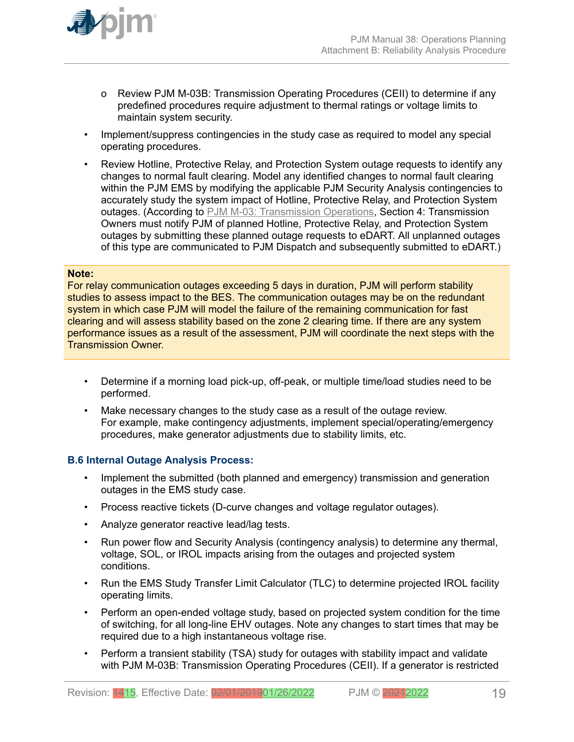- Review PJM M-03B: Transmission Operating Procedures (CEII) to determine if any predefined procedures require adjustment to thermal ratings or voltage limits to maintain system security.

- Implement/suppress contingencies in the study case as required to model any special operating procedures.
- Review Hotline, Protective Relay, and Protection System outage requests to identify any changes to normal fault clearing. Model any identified changes to normal fault clearing within the PJM EMS by modifying the applicable PJM Security Analysis contingencies to accurately study the system impact of Hotline, Protective Relay, and Protection System outages. (According to PJM M-03: Transmission Operations, Section 4: Transmission Owners must notify PJM of planned Hotline, Protective Relay, and Protection System outages by submitting these planned outage requests to eDART. All unplanned outages of this type are communicated to PJM Dispatch and subsequently submitted to eDART.)

**Note:**
For relay communication outages exceeding 5 days in duration, PJM will perform stability studies to assess impact to the BES. The communication outages may be on the redundant system in which case PJM will model the failure of the remaining communication for fast clearing and will assess stability based on the zone 2 clearing time. If there are any system performance issues as a result of the assessment, PJM will coordinate the next steps with the Transmission Owner.

- Determine if a morning load pick-up, off-peak, or multiple time/load studies need to be performed.
- Make necessary changes to the study case as a result of the outage review. For example, make contingency adjustments, implement special/operating/emergency procedures, make generator adjustments due to stability limits, etc.

### B.6 Internal Outage Analysis Process:

- Implement the submitted (both planned and emergency) transmission and generation outages in the EMS study case.
- Process reactive tickets (D-curve changes and voltage regulator outages).
- Analyze generator reactive lead/lag tests.
- Run power flow and Security Analysis (contingency analysis) to determine any thermal, voltage, SOL, or IROL impacts arising from the outages and projected system conditions.
- Run the EMS Study Transfer Limit Calculator (TLC) to determine projected IROL facility operating limits.
- Perform an open-ended voltage study, based on projected system condition for the time of switching, for all long-line EHV outages. Note any changes to start times that may be required due to a high instantaneous voltage rise.
- Perform a transient stability (TSA) study for outages with stability impact and validate with PJM M-03B: Transmission Operating Procedures (CEII). If a generator is restricted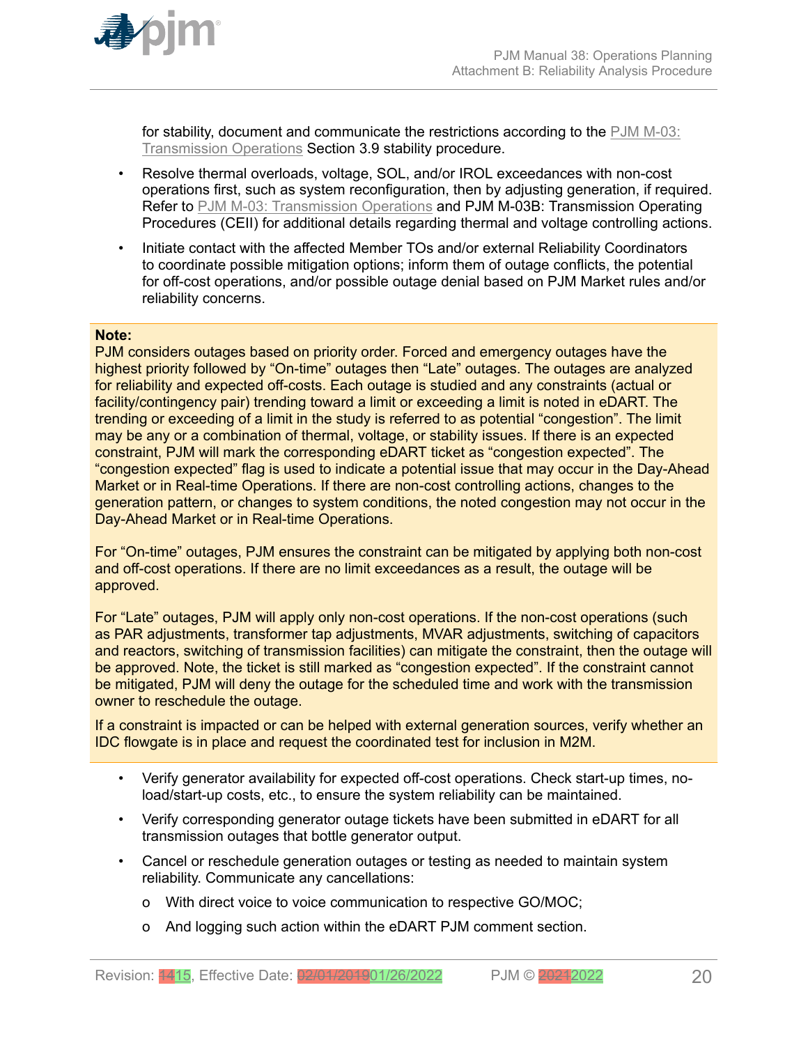for stability, document and communicate the restrictions according to the PJM M-03: Transmission Operations Section 3.9 stability procedure.

- Resolve thermal overloads, voltage, SOL, and/or IROL exceedances with non-cost operations first, such as system reconfiguration, then by adjusting generation, if required. Refer to PJM M-03: Transmission Operations and PJM M-03B: Transmission Operating Procedures (CEII) for additional details regarding thermal and voltage controlling actions.
- Initiate contact with the affected Member TOs and/or external Reliability Coordinators to coordinate possible mitigation options; inform them of outage conflicts, the potential for off-cost operations, and/or possible outage denial based on PJM Market rules and/or reliability concerns.

**Note:**
PJM considers outages based on priority order. Forced and emergency outages have the highest priority followed by "On-time" outages then "Late" outages. The outages are analyzed for reliability and expected off-costs. Each outage is studied and any constraints (actual or facility/contingency pair) trending toward a limit or exceeding a limit is noted in eDART. The trending or exceeding of a limit in the study is referred to as potential "congestion". The limit may be any or a combination of thermal, voltage, or stability issues. If there is an expected constraint, PJM will mark the corresponding eDART ticket as "congestion expected". The "congestion expected" flag is used to indicate a potential issue that may occur in the Day-Ahead Market or in Real-time Operations. If there are non-cost controlling actions, changes to the generation pattern, or changes to system conditions, the noted congestion may not occur in the Day-Ahead Market or in Real-time Operations.

For "On-time" outages, PJM ensures the constraint can be mitigated by applying both non-cost and off-cost operations. If there are no limit exceedances as a result, the outage will be approved.

For "Late" outages, PJM will apply only non-cost operations. If the non-cost operations (such as PAR adjustments, transformer tap adjustments, MVAR adjustments, switching of capacitors and reactors, switching of transmission facilities) can mitigate the constraint, then the outage will be approved. Note, the ticket is still marked as "congestion expected". If the constraint cannot be mitigated, PJM will deny the outage for the scheduled time and work with the transmission owner to reschedule the outage.

If a constraint is impacted or can be helped with external generation sources, verify whether an IDC flowgate is in place and request the coordinated test for inclusion in M2M.

- Verify generator availability for expected off-cost operations. Check start-up times, no-load/start-up costs, etc., to ensure the system reliability can be maintained.
- Verify corresponding generator outage tickets have been submitted in eDART for all transmission outages that bottle generator output.
- Cancel or reschedule generation outages or testing as needed to maintain system reliability. Communicate any cancellations:
  - With direct voice to voice communication to respective GO/MOC;
  - And logging such action within the eDART PJM comment section.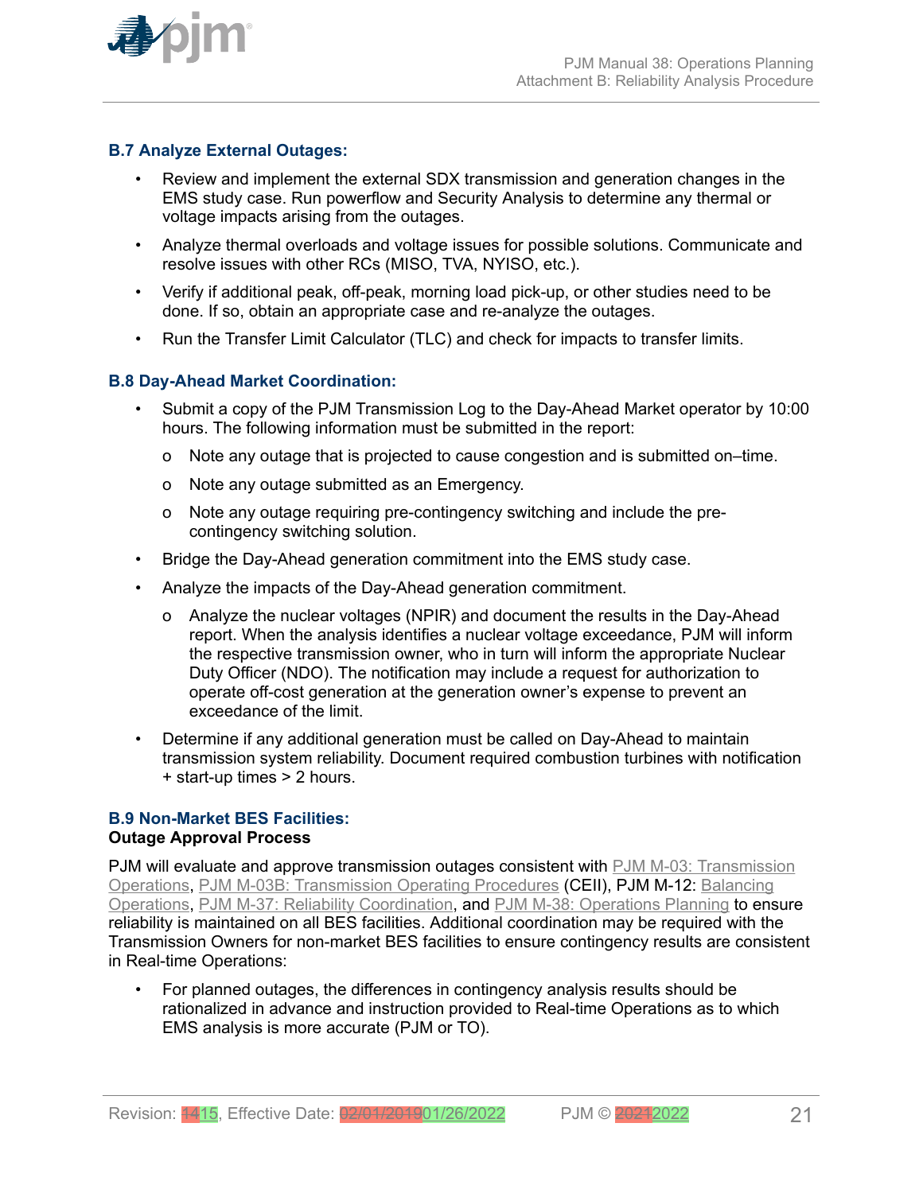## B.7 Analyze External Outages:

- Review and implement the external SDX transmission and generation changes in the EMS study case. Run powerflow and Security Analysis to determine any thermal or voltage impacts arising from the outages.
- Analyze thermal overloads and voltage issues for possible solutions. Communicate and resolve issues with other RCs (MISO, TVA, NYISO, etc.).
- Verify if additional peak, off-peak, morning load pick-up, or other studies need to be done. If so, obtain an appropriate case and re-analyze the outages.
- Run the Transfer Limit Calculator (TLC) and check for impacts to transfer limits.

## B.8 Day-Ahead Market Coordination:

- Submit a copy of the PJM Transmission Log to the Day-Ahead Market operator by 10:00 hours. The following information must be submitted in the report:
  - Note any outage that is projected to cause congestion and is submitted on–time.
  - Note any outage submitted as an Emergency.
  - Note any outage requiring pre-contingency switching and include the pre-contingency switching solution.
- Bridge the Day-Ahead generation commitment into the EMS study case.
- Analyze the impacts of the Day-Ahead generation commitment.
  - Analyze the nuclear voltages (NPIR) and document the results in the Day-Ahead report. When the analysis identifies a nuclear voltage exceedance, PJM will inform the respective transmission owner, who in turn will inform the appropriate Nuclear Duty Officer (NDO). The notification may include a request for authorization to operate off-cost generation at the generation owner's expense to prevent an exceedance of the limit.
- Determine if any additional generation must be called on Day-Ahead to maintain transmission system reliability. Document required combustion turbines with notification + start-up times > 2 hours.

## B.9 Non-Market BES Facilities:

**Outage Approval Process**

PJM will evaluate and approve transmission outages consistent with PJM M-03: Transmission Operations, PJM M-03B: Transmission Operating Procedures (CEII), PJM M-12: Balancing Operations, PJM M-37: Reliability Coordination, and PJM M-38: Operations Planning to ensure reliability is maintained on all BES facilities. Additional coordination may be required with the Transmission Owners for non-market BES facilities to ensure contingency results are consistent in Real-time Operations:

- For planned outages, the differences in contingency analysis results should be rationalized in advance and instruction provided to Real-time Operations as to which EMS analysis is more accurate (PJM or TO).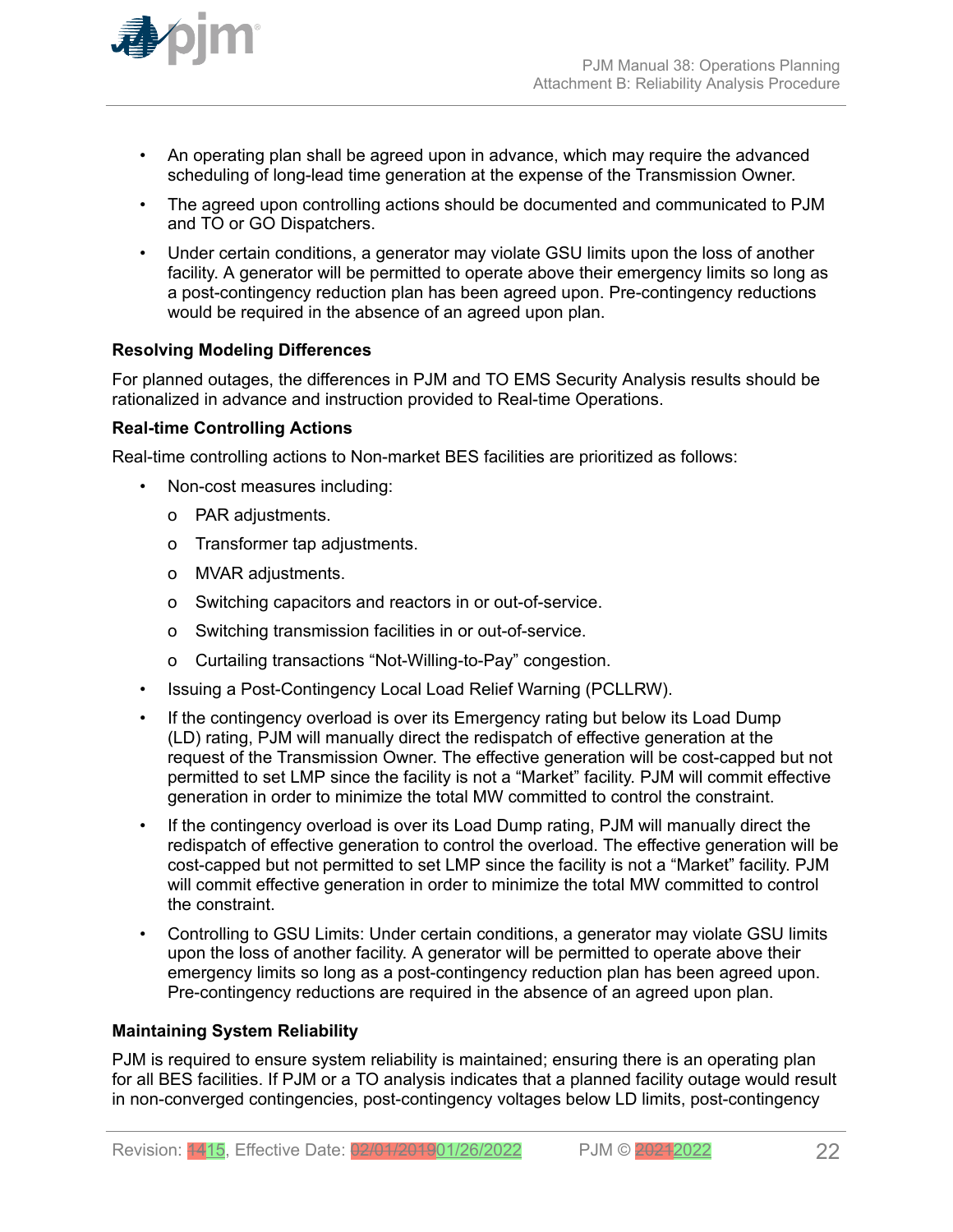- An operating plan shall be agreed upon in advance, which may require the advanced scheduling of long-lead time generation at the expense of the Transmission Owner.
- The agreed upon controlling actions should be documented and communicated to PJM and TO or GO Dispatchers.
- Under certain conditions, a generator may violate GSU limits upon the loss of another facility. A generator will be permitted to operate above their emergency limits so long as a post-contingency reduction plan has been agreed upon. Pre-contingency reductions would be required in the absence of an agreed upon plan.

**Resolving Modeling Differences**

For planned outages, the differences in PJM and TO EMS Security Analysis results should be rationalized in advance and instruction provided to Real-time Operations.

**Real-time Controlling Actions**

Real-time controlling actions to Non-market BES facilities are prioritized as follows:

- Non-cost measures including:
  - PAR adjustments.
  - Transformer tap adjustments.
  - MVAR adjustments.
  - Switching capacitors and reactors in or out-of-service.
  - Switching transmission facilities in or out-of-service.
  - Curtailing transactions “Not-Willing-to-Pay” congestion.
- Issuing a Post-Contingency Local Load Relief Warning (PCLLRW).
- If the contingency overload is over its Emergency rating but below its Load Dump (LD) rating, PJM will manually direct the redispatch of effective generation at the request of the Transmission Owner. The effective generation will be cost-capped but not permitted to set LMP since the facility is not a “Market” facility. PJM will commit effective generation in order to minimize the total MW committed to control the constraint.
- If the contingency overload is over its Load Dump rating, PJM will manually direct the redispatch of effective generation to control the overload. The effective generation will be cost-capped but not permitted to set LMP since the facility is not a “Market” facility. PJM will commit effective generation in order to minimize the total MW committed to control the constraint.
- Controlling to GSU Limits: Under certain conditions, a generator may violate GSU limits upon the loss of another facility. A generator will be permitted to operate above their emergency limits so long as a post-contingency reduction plan has been agreed upon. Pre-contingency reductions are required in the absence of an agreed upon plan.

**Maintaining System Reliability**

PJM is required to ensure system reliability is maintained; ensuring there is an operating plan for all BES facilities. If PJM or a TO analysis indicates that a planned facility outage would result in non-converged contingencies, post-contingency voltages below LD limits, post-contingency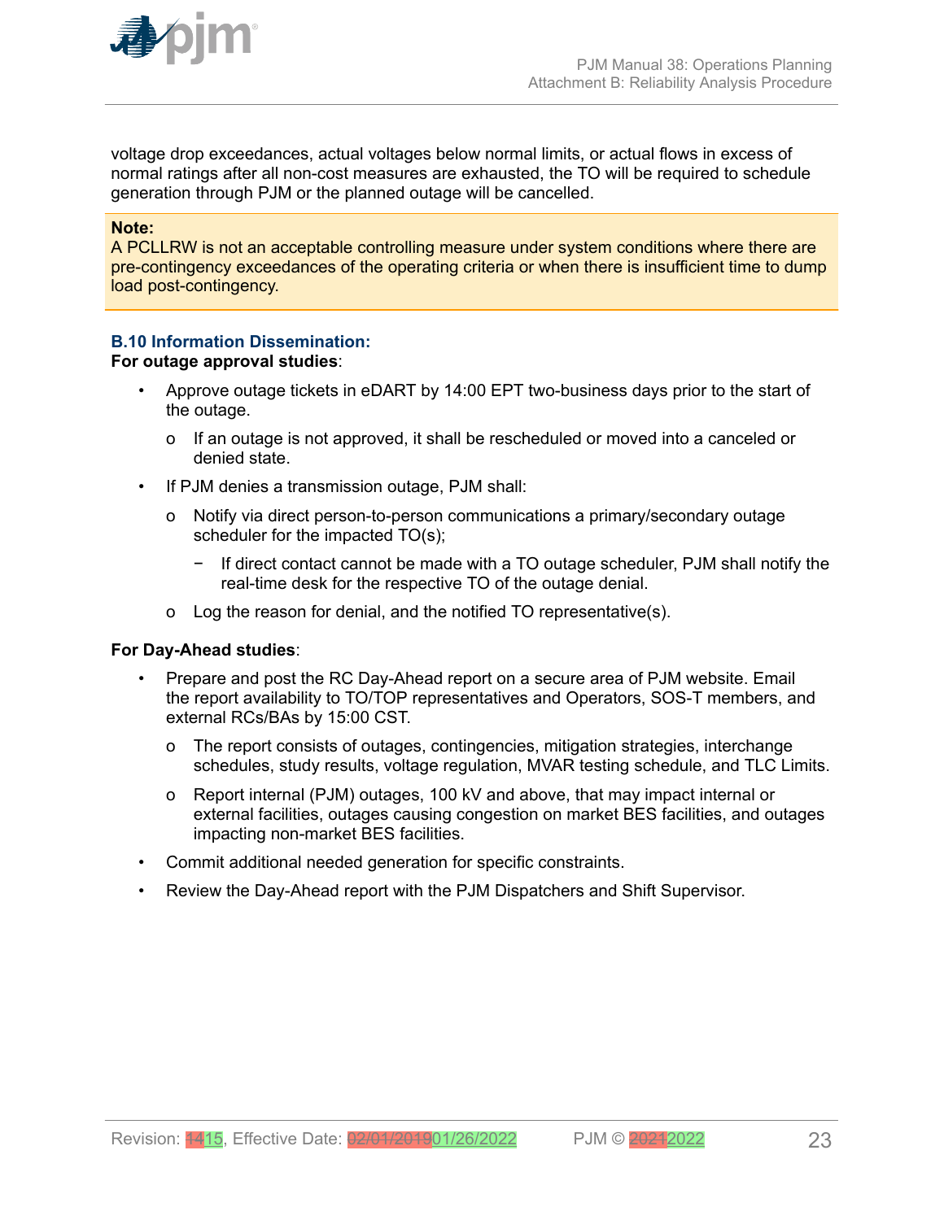voltage drop exceedances, actual voltages below normal limits, or actual flows in excess of normal ratings after all non-cost measures are exhausted, the TO will be required to schedule generation through PJM or the planned outage will be cancelled.

> **Note:**
> A PCLLRW is not an acceptable controlling measure under system conditions where there are pre-contingency exceedances of the operating criteria or when there is insufficient time to dump load post-contingency.

### B.10 Information Dissemination:

**For outage approval studies**:

- Approve outage tickets in eDART by 14:00 EPT two-business days prior to the start of the outage.
  - If an outage is not approved, it shall be rescheduled or moved into a canceled or denied state.
- If PJM denies a transmission outage, PJM shall:
  - Notify via direct person-to-person communications a primary/secondary outage scheduler for the impacted TO(s);
    - If direct contact cannot be made with a TO outage scheduler, PJM shall notify the real-time desk for the respective TO of the outage denial.
  - Log the reason for denial, and the notified TO representative(s).

**For Day-Ahead studies**:

- Prepare and post the RC Day-Ahead report on a secure area of PJM website. Email the report availability to TO/TOP representatives and Operators, SOS-T members, and external RCs/BAs by 15:00 CST.
  - The report consists of outages, contingencies, mitigation strategies, interchange schedules, study results, voltage regulation, MVAR testing schedule, and TLC Limits.
  - Report internal (PJM) outages, 100 kV and above, that may impact internal or external facilities, outages causing congestion on market BES facilities, and outages impacting non-market BES facilities.
- Commit additional needed generation for specific constraints.
- Review the Day-Ahead report with the PJM Dispatchers and Shift Supervisor.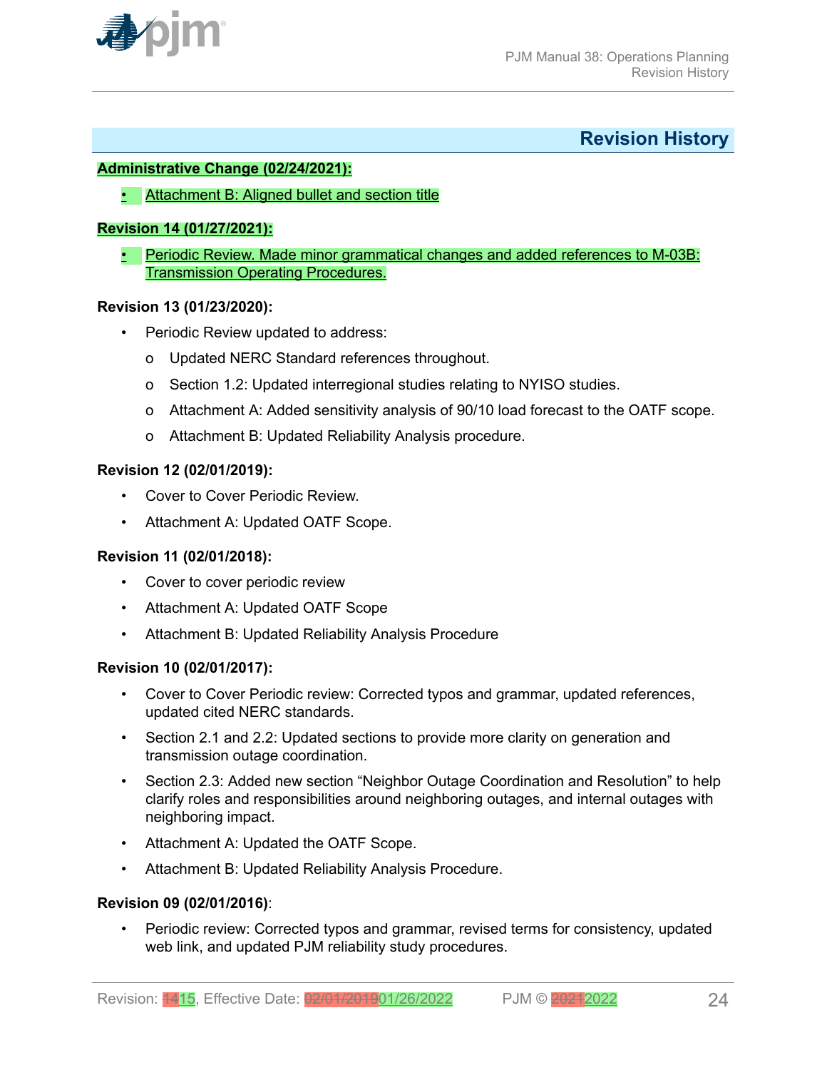## Revision History

**Administrative Change (02/24/2021):**

- Attachment B: Aligned bullet and section title

**Revision 14 (01/27/2021):**

- Periodic Review. Made minor grammatical changes and added references to M-03B: Transmission Operating Procedures.

**Revision 13 (01/23/2020):**

- Periodic Review updated to address:
  - Updated NERC Standard references throughout.
  - Section 1.2: Updated interregional studies relating to NYISO studies.
  - Attachment A: Added sensitivity analysis of 90/10 load forecast to the OATF scope.
  - Attachment B: Updated Reliability Analysis procedure.

**Revision 12 (02/01/2019):**

- Cover to Cover Periodic Review.
- Attachment A: Updated OATF Scope.

**Revision 11 (02/01/2018):**

- Cover to cover periodic review
- Attachment A: Updated OATF Scope
- Attachment B: Updated Reliability Analysis Procedure

**Revision 10 (02/01/2017):**

- Cover to Cover Periodic review: Corrected typos and grammar, updated references, updated cited NERC standards.
- Section 2.1 and 2.2: Updated sections to provide more clarity on generation and transmission outage coordination.
- Section 2.3: Added new section "Neighbor Outage Coordination and Resolution" to help clarify roles and responsibilities around neighboring outages, and internal outages with neighboring impact.
- Attachment A: Updated the OATF Scope.
- Attachment B: Updated Reliability Analysis Procedure.

**Revision 09 (02/01/2016)**:

- Periodic review: Corrected typos and grammar, revised terms for consistency, updated web link, and updated PJM reliability study procedures.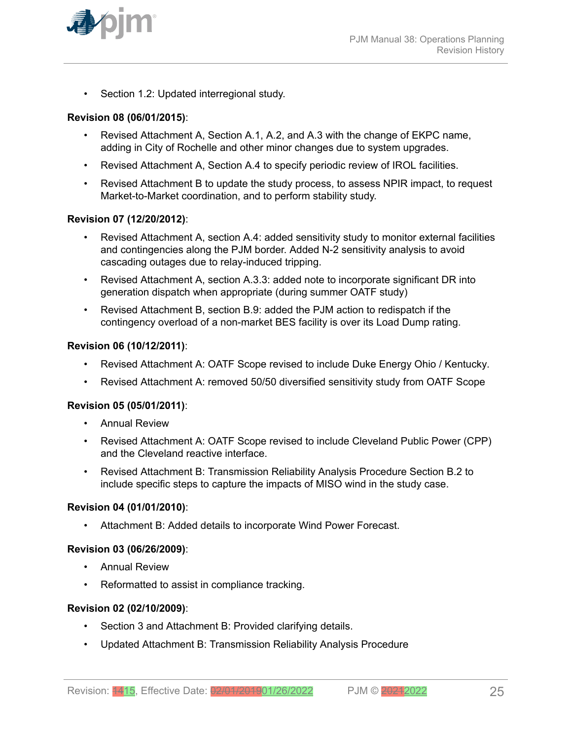- Section 1.2: Updated interregional study.

**Revision 08 (06/01/2015)**:

- Revised Attachment A, Section A.1, A.2, and A.3 with the change of EKPC name, adding in City of Rochelle and other minor changes due to system upgrades.
- Revised Attachment A, Section A.4 to specify periodic review of IROL facilities.
- Revised Attachment B to update the study process, to assess NPIR impact, to request Market-to-Market coordination, and to perform stability study.

**Revision 07 (12/20/2012)**:

- Revised Attachment A, section A.4: added sensitivity study to monitor external facilities and contingencies along the PJM border. Added N-2 sensitivity analysis to avoid cascading outages due to relay-induced tripping.
- Revised Attachment A, section A.3.3: added note to incorporate significant DR into generation dispatch when appropriate (during summer OATF study)
- Revised Attachment B, section B.9: added the PJM action to redispatch if the contingency overload of a non-market BES facility is over its Load Dump rating.

**Revision 06 (10/12/2011)**:

- Revised Attachment A: OATF Scope revised to include Duke Energy Ohio / Kentucky.
- Revised Attachment A: removed 50/50 diversified sensitivity study from OATF Scope

**Revision 05 (05/01/2011)**:

- Annual Review
- Revised Attachment A: OATF Scope revised to include Cleveland Public Power (CPP) and the Cleveland reactive interface.
- Revised Attachment B: Transmission Reliability Analysis Procedure Section B.2 to include specific steps to capture the impacts of MISO wind in the study case.

**Revision 04 (01/01/2010)**:

- Attachment B: Added details to incorporate Wind Power Forecast.

**Revision 03 (06/26/2009)**:

- Annual Review
- Reformatted to assist in compliance tracking.

**Revision 02 (02/10/2009)**:

- Section 3 and Attachment B: Provided clarifying details.
- Updated Attachment B: Transmission Reliability Analysis Procedure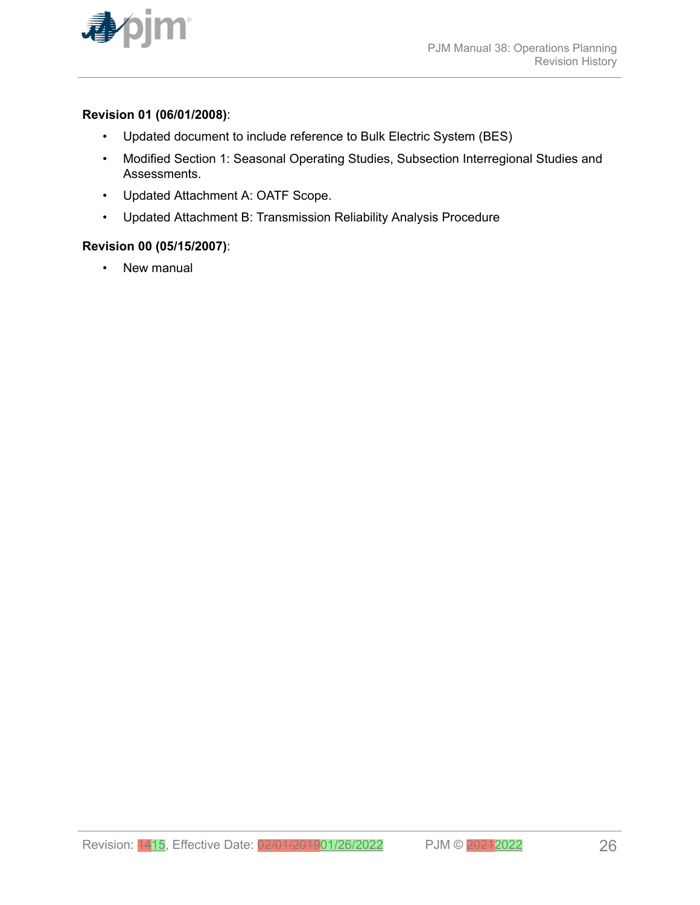**Revision 01 (06/01/2008)**:

- Updated document to include reference to Bulk Electric System (BES)
- Modified Section 1: Seasonal Operating Studies, Subsection Interregional Studies and Assessments.
- Updated Attachment A: OATF Scope.
- Updated Attachment B: Transmission Reliability Analysis Procedure

**Revision 00 (05/15/2007)**:

- New manual